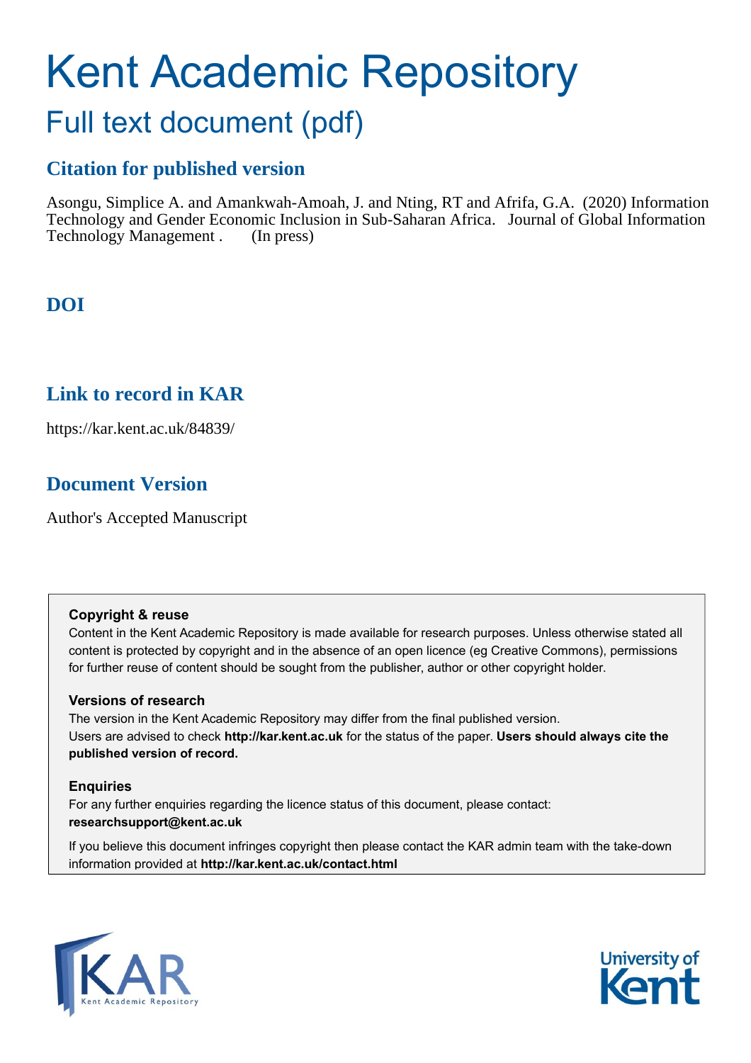# Kent Academic Repository

## Full text document (pdf)

### Citation for published version

Asongu, Simplice A. and Amankwah-Amoah, J. and Nting, RT and Afrifa, G.A. (2020) Information Technology and Gender Economic Inclusion in Sub-Saharan Africa. Journal of Global Information Technology Management . (In press)

### DOI

### Link to record in KAR

https://kar.kent.ac.uk/84839/

### Document Version

Author's Accepted Manuscript

**Copyright & reuse**

Content in the Kent Academic Repository is made available for research purposes. Unless otherwise stated all content is protected by copyright and in the absence of an open licence (eg Creative Commons), permissions for further reuse of content should be sought from the publisher, author or other copyright holder.

**Versions of research**

The version in the Kent Academic Repository may differ from the final published version. Users are advised to check **http://kar.kent.ac.uk** for the status of the paper. **Users should always cite the published version of record.**

**Enquiries**

For any further enquiries regarding the licence status of this document, please contact: **researchsupport@kent.ac.uk**

If you believe this document infringes copyright then please contact the KAR admin team with the take-down information provided at **http://kar.kent.ac.uk/contact.html**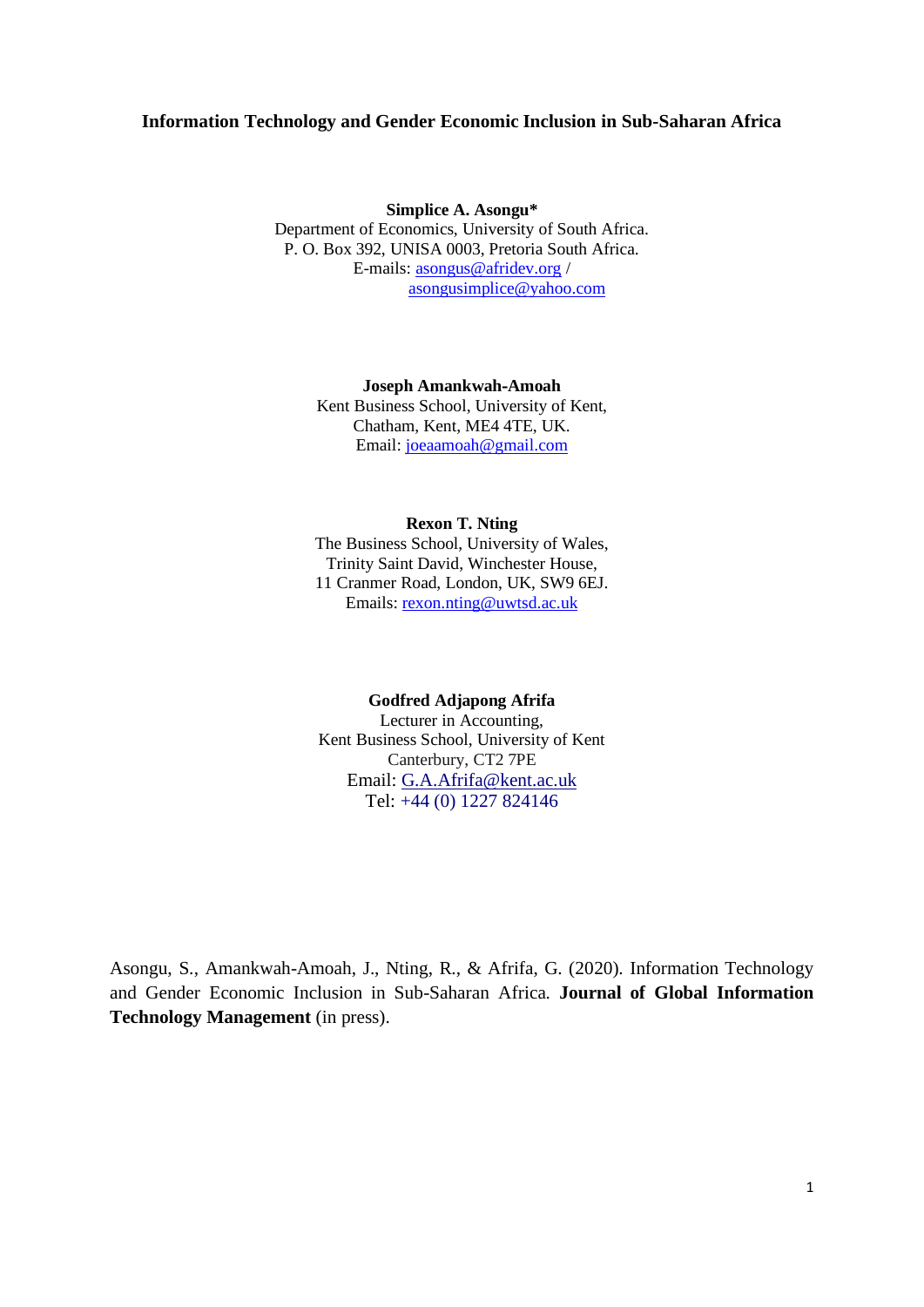**Information Technology and Gender Economic Inclusion in Sub-Saharan Africa**

**Simplice A. Asongu***
Department of Economics, University of South Africa.
P. O. Box 392, UNISA 0003, Pretoria South Africa.
E-mails: asongus@afridev.org /
asongusimplice@yahoo.com

**Joseph Amankwah-Amoah**
Kent Business School, University of Kent,
Chatham, Kent, ME4 4TE, UK.
Email: joeaamoah@gmail.com

**Rexon T. Nting**
The Business School, University of Wales,
Trinity Saint David, Winchester House,
11 Cranmer Road, London, UK, SW9 6EJ.
Emails: rexon.nting@uwtsd.ac.uk

**Godfred Adjapong Afrifa**
Lecturer in Accounting,
Kent Business School, University of Kent
Canterbury, CT2 7PE
Email: G.A.Afrifa@kent.ac.uk
Tel: +44 (0) 1227 824146

Asongu, S., Amankwah-Amoah, J., Nting, R., & Afrifa, G. (2020). Information Technology and Gender Economic Inclusion in Sub-Saharan Africa. **Journal of Global Information Technology Management** (in press).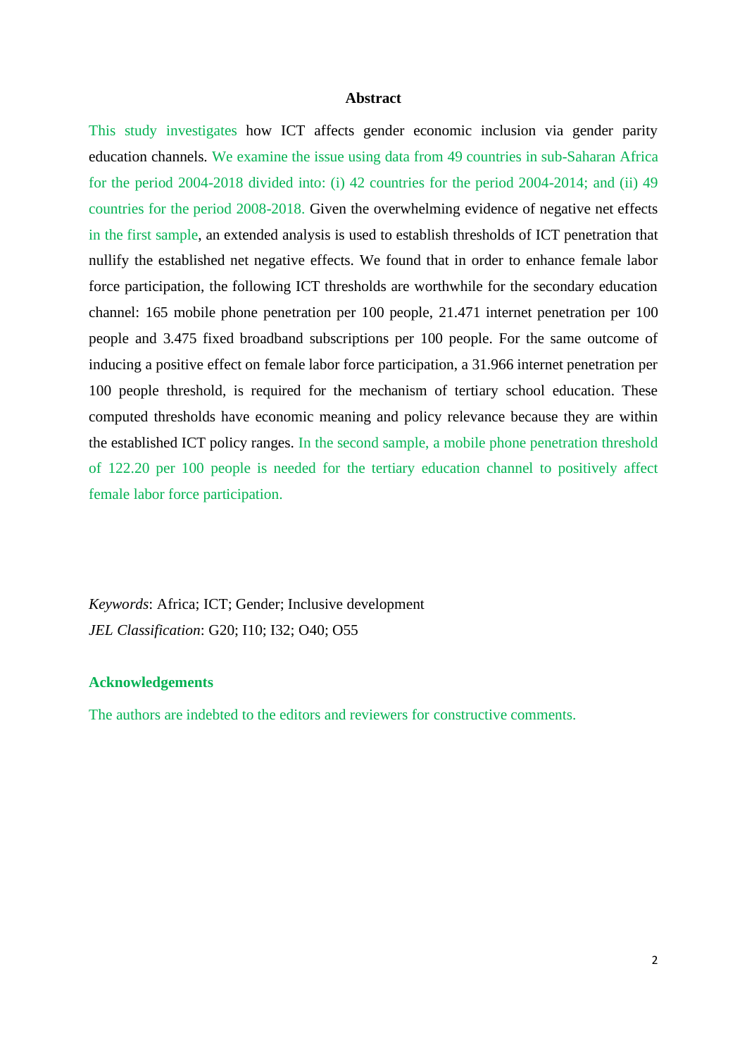## Abstract

This study investigates how ICT affects gender economic inclusion via gender parity education channels. We examine the issue using data from 49 countries in sub-Saharan Africa for the period 2004-2018 divided into: (i) 42 countries for the period 2004-2014; and (ii) 49 countries for the period 2008-2018. Given the overwhelming evidence of negative net effects in the first sample, an extended analysis is used to establish thresholds of ICT penetration that nullify the established net negative effects. We found that in order to enhance female labor force participation, the following ICT thresholds are worthwhile for the secondary education channel: 165 mobile phone penetration per 100 people, 21.471 internet penetration per 100 people and 3.475 fixed broadband subscriptions per 100 people. For the same outcome of inducing a positive effect on female labor force participation, a 31.966 internet penetration per 100 people threshold, is required for the mechanism of tertiary school education. These computed thresholds have economic meaning and policy relevance because they are within the established ICT policy ranges. In the second sample, a mobile phone penetration threshold of 122.20 per 100 people is needed for the tertiary education channel to positively affect female labor force participation.

*Keywords*: Africa; ICT; Gender; Inclusive development

*JEL Classification*: G20; I10; I32; O40; O55

### Acknowledgements

The authors are indebted to the editors and reviewers for constructive comments.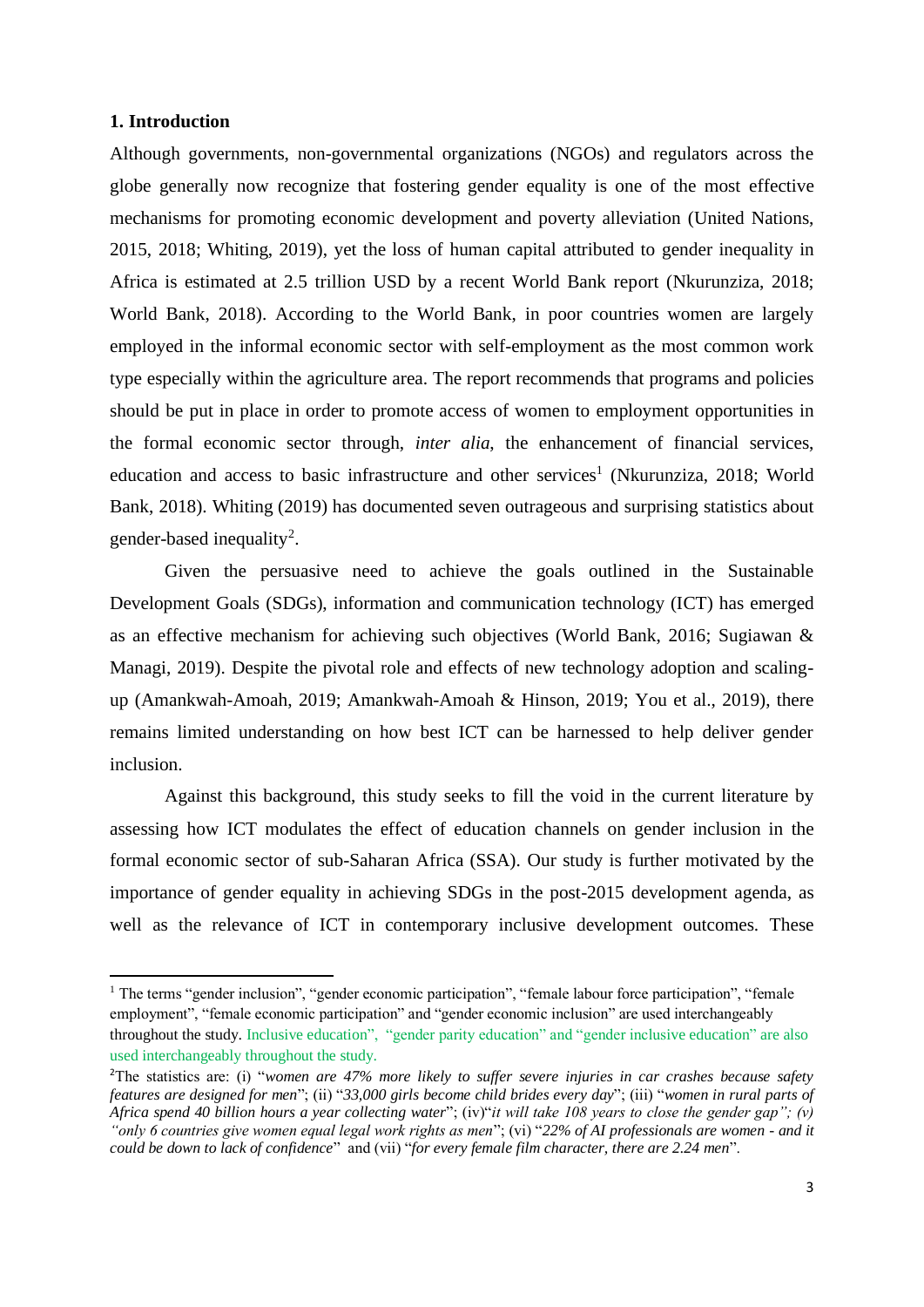## 1. Introduction

Although governments, non-governmental organizations (NGOs) and regulators across the globe generally now recognize that fostering gender equality is one of the most effective mechanisms for promoting economic development and poverty alleviation (United Nations, 2015, 2018; Whiting, 2019), yet the loss of human capital attributed to gender inequality in Africa is estimated at 2.5 trillion USD by a recent World Bank report (Nkurunziza, 2018; World Bank, 2018). According to the World Bank, in poor countries women are largely employed in the informal economic sector with self-employment as the most common work type especially within the agriculture area. The report recommends that programs and policies should be put in place in order to promote access of women to employment opportunities in the formal economic sector through, *inter alia*, the enhancement of financial services, education and access to basic infrastructure and other services[1] (Nkurunziza, 2018; World Bank, 2018). Whiting (2019) has documented seven outrageous and surprising statistics about gender-based inequality[2].

Given the persuasive need to achieve the goals outlined in the Sustainable Development Goals (SDGs), information and communication technology (ICT) has emerged as an effective mechanism for achieving such objectives (World Bank, 2016; Sugiawan & Managi, 2019). Despite the pivotal role and effects of new technology adoption and scaling-up (Amankwah-Amoah, 2019; Amankwah-Amoah & Hinson, 2019; You et al., 2019), there remains limited understanding on how best ICT can be harnessed to help deliver gender inclusion.

Against this background, this study seeks to fill the void in the current literature by assessing how ICT modulates the effect of education channels on gender inclusion in the formal economic sector of sub-Saharan Africa (SSA). Our study is further motivated by the importance of gender equality in achieving SDGs in the post-2015 development agenda, as well as the relevance of ICT in contemporary inclusive development outcomes. These

---

[1] The terms "gender inclusion", "gender economic participation", "female labour force participation", "female employment", "female economic participation" and "gender economic inclusion" are used interchangeably throughout the study. Inclusive education", "gender parity education" and "gender inclusive education" are also used interchangeably throughout the study.

[2] The statistics are: (i) "*women are 47% more likely to suffer severe injuries in car crashes because safety features are designed for men*"; (ii) "*33,000 girls become child brides every day*"; (iii) "*women in rural parts of Africa spend 40 billion hours a year collecting water*"; (iv)"*it will take 108 years to close the gender gap"; (v) "only 6 countries give women equal legal work rights as men*"; (vi) "*22% of AI professionals are women - and it could be down to lack of confidence*" and (vii) "*for every female film character, there are 2.24 men*".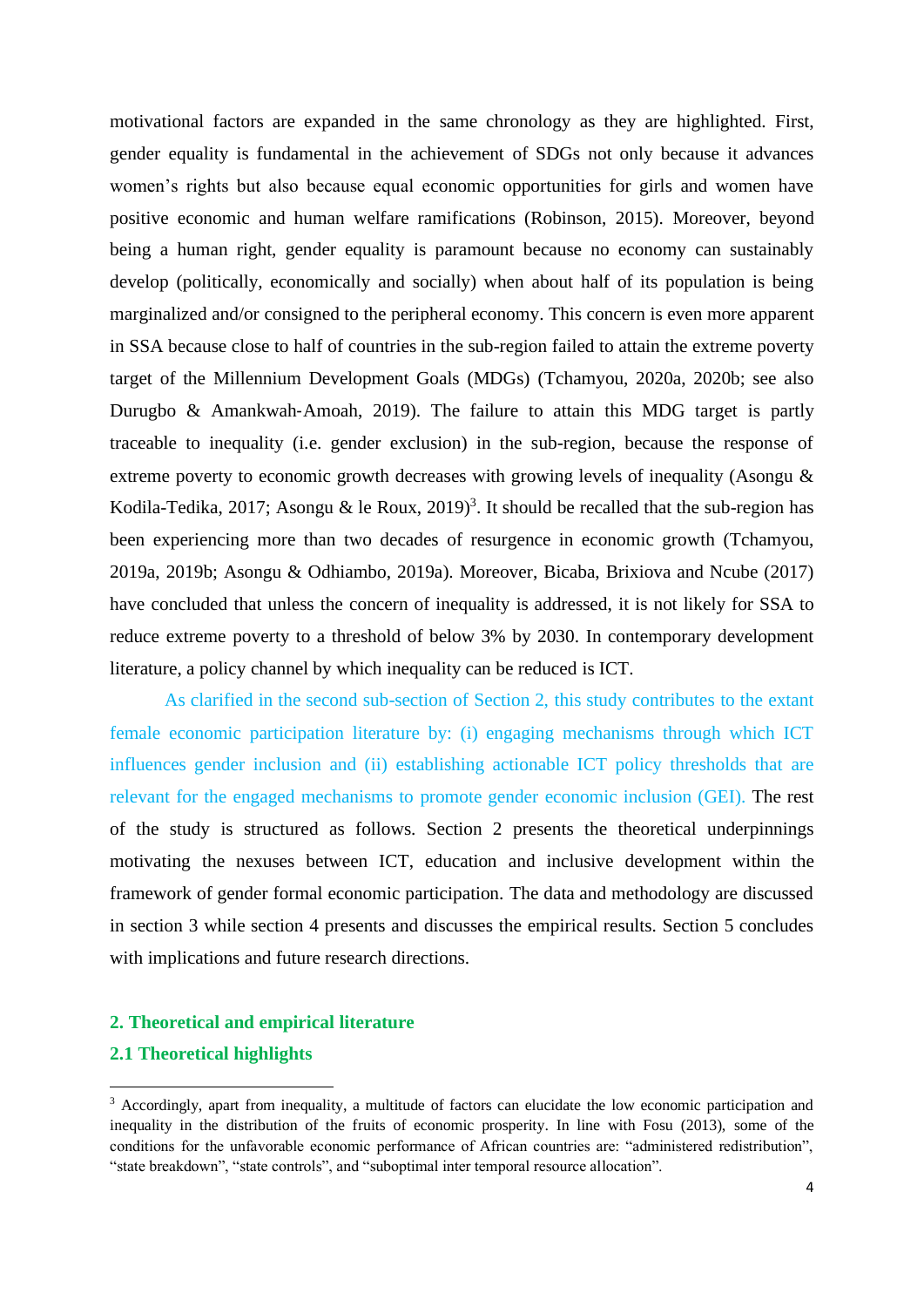motivational factors are expanded in the same chronology as they are highlighted. First, gender equality is fundamental in the achievement of SDGs not only because it advances women's rights but also because equal economic opportunities for girls and women have positive economic and human welfare ramifications (Robinson, 2015). Moreover, beyond being a human right, gender equality is paramount because no economy can sustainably develop (politically, economically and socially) when about half of its population is being marginalized and/or consigned to the peripheral economy. This concern is even more apparent in SSA because close to half of countries in the sub-region failed to attain the extreme poverty target of the Millennium Development Goals (MDGs) (Tchamyou, 2020a, 2020b; see also Durugbo & Amankwah-Amoah, 2019). The failure to attain this MDG target is partly traceable to inequality (i.e. gender exclusion) in the sub-region, because the response of extreme poverty to economic growth decreases with growing levels of inequality (Asongu & Kodila-Tedika, 2017; Asongu & le Roux, 2019)[3]. It should be recalled that the sub-region has been experiencing more than two decades of resurgence in economic growth (Tchamyou, 2019a, 2019b; Asongu & Odhiambo, 2019a). Moreover, Bicaba, Brixiova and Ncube (2017) have concluded that unless the concern of inequality is addressed, it is not likely for SSA to reduce extreme poverty to a threshold of below 3% by 2030. In contemporary development literature, a policy channel by which inequality can be reduced is ICT.

As clarified in the second sub-section of Section 2, this study contributes to the extant female economic participation literature by: (i) engaging mechanisms through which ICT influences gender inclusion and (ii) establishing actionable ICT policy thresholds that are relevant for the engaged mechanisms to promote gender economic inclusion (GEI). The rest of the study is structured as follows. Section 2 presents the theoretical underpinnings motivating the nexuses between ICT, education and inclusive development within the framework of gender formal economic participation. The data and methodology are discussed in section 3 while section 4 presents and discusses the empirical results. Section 5 concludes with implications and future research directions.

## 2. Theoretical and empirical literature

### 2.1 Theoretical highlights

[3] Accordingly, apart from inequality, a multitude of factors can elucidate the low economic participation and inequality in the distribution of the fruits of economic prosperity. In line with Fosu (2013), some of the conditions for the unfavorable economic performance of African countries are: "administered redistribution", "state breakdown", "state controls", and "suboptimal inter temporal resource allocation".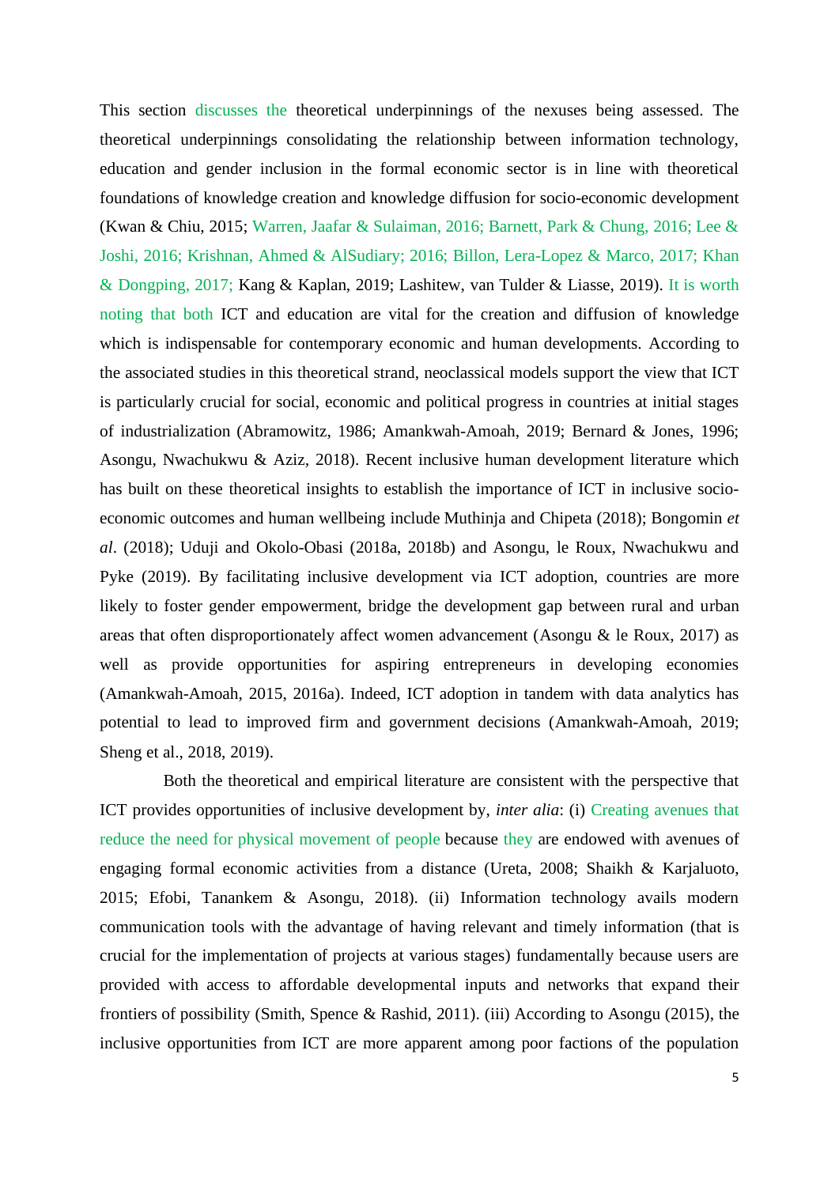This section discusses the theoretical underpinnings of the nexuses being assessed. The theoretical underpinnings consolidating the relationship between information technology, education and gender inclusion in the formal economic sector is in line with theoretical foundations of knowledge creation and knowledge diffusion for socio-economic development (Kwan & Chiu, 2015; Warren, Jaafar & Sulaiman, 2016; Barnett, Park & Chung, 2016; Lee & Joshi, 2016; Krishnan, Ahmed & AlSudiary; 2016; Billon, Lera-Lopez & Marco, 2017; Khan & Dongping, 2017; Kang & Kaplan, 2019; Lashitew, van Tulder & Liasse, 2019). It is worth noting that both ICT and education are vital for the creation and diffusion of knowledge which is indispensable for contemporary economic and human developments. According to the associated studies in this theoretical strand, neoclassical models support the view that ICT is particularly crucial for social, economic and political progress in countries at initial stages of industrialization (Abramowitz, 1986; Amankwah-Amoah, 2019; Bernard & Jones, 1996; Asongu, Nwachukwu & Aziz, 2018). Recent inclusive human development literature which has built on these theoretical insights to establish the importance of ICT in inclusive socio-economic outcomes and human wellbeing include Muthinja and Chipeta (2018); Bongomin *et al*. (2018); Uduji and Okolo-Obasi (2018a, 2018b) and Asongu, le Roux, Nwachukwu and Pyke (2019). By facilitating inclusive development via ICT adoption, countries are more likely to foster gender empowerment, bridge the development gap between rural and urban areas that often disproportionately affect women advancement (Asongu & le Roux, 2017) as well as provide opportunities for aspiring entrepreneurs in developing economies (Amankwah-Amoah, 2015, 2016a). Indeed, ICT adoption in tandem with data analytics has potential to lead to improved firm and government decisions (Amankwah-Amoah, 2019; Sheng et al., 2018, 2019).

Both the theoretical and empirical literature are consistent with the perspective that ICT provides opportunities of inclusive development by, *inter alia*: (i) Creating avenues that reduce the need for physical movement of people because they are endowed with avenues of engaging formal economic activities from a distance (Ureta, 2008; Shaikh & Karjaluoto, 2015; Efobi, Tanankem & Asongu, 2018). (ii) Information technology avails modern communication tools with the advantage of having relevant and timely information (that is crucial for the implementation of projects at various stages) fundamentally because users are provided with access to affordable developmental inputs and networks that expand their frontiers of possibility (Smith, Spence & Rashid, 2011). (iii) According to Asongu (2015), the inclusive opportunities from ICT are more apparent among poor factions of the population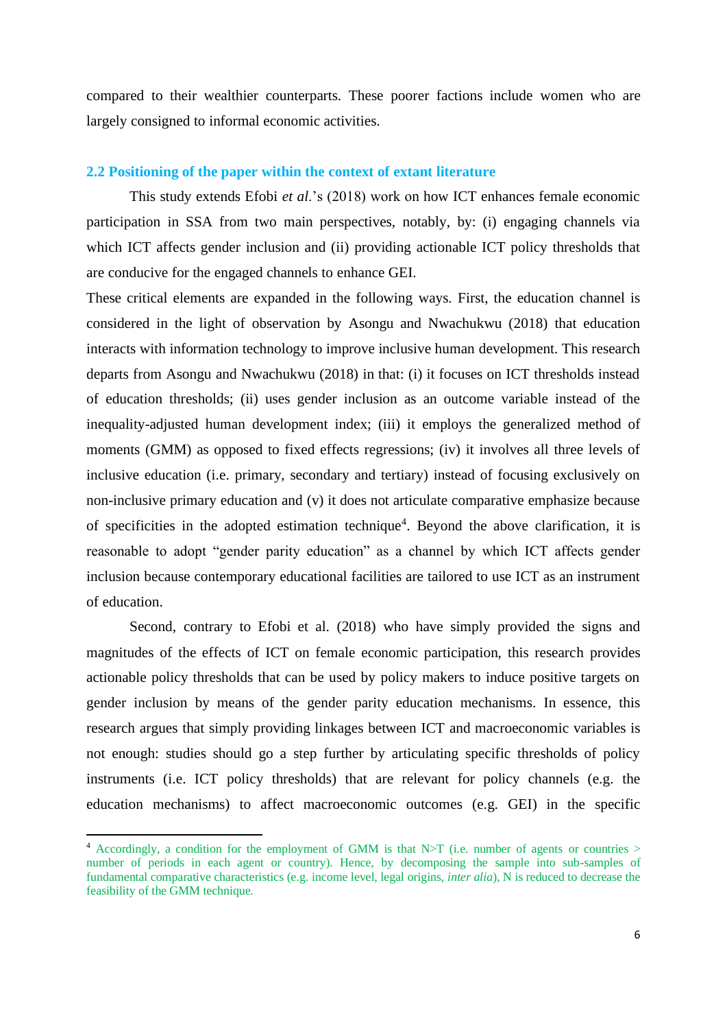compared to their wealthier counterparts. These poorer factions include women who are largely consigned to informal economic activities.

## 2.2 Positioning of the paper within the context of extant literature

This study extends Efobi *et al*.'s (2018) work on how ICT enhances female economic participation in SSA from two main perspectives, notably, by: (i) engaging channels via which ICT affects gender inclusion and (ii) providing actionable ICT policy thresholds that are conducive for the engaged channels to enhance GEI.

These critical elements are expanded in the following ways. First, the education channel is considered in the light of observation by Asongu and Nwachukwu (2018) that education interacts with information technology to improve inclusive human development. This research departs from Asongu and Nwachukwu (2018) in that: (i) it focuses on ICT thresholds instead of education thresholds; (ii) uses gender inclusion as an outcome variable instead of the inequality-adjusted human development index; (iii) it employs the generalized method of moments (GMM) as opposed to fixed effects regressions; (iv) it involves all three levels of inclusive education (i.e. primary, secondary and tertiary) instead of focusing exclusively on non-inclusive primary education and (v) it does not articulate comparative emphasize because of specificities in the adopted estimation technique[4]. Beyond the above clarification, it is reasonable to adopt "gender parity education" as a channel by which ICT affects gender inclusion because contemporary educational facilities are tailored to use ICT as an instrument of education.

Second, contrary to Efobi et al. (2018) who have simply provided the signs and magnitudes of the effects of ICT on female economic participation, this research provides actionable policy thresholds that can be used by policy makers to induce positive targets on gender inclusion by means of the gender parity education mechanisms. In essence, this research argues that simply providing linkages between ICT and macroeconomic variables is not enough: studies should go a step further by articulating specific thresholds of policy instruments (i.e. ICT policy thresholds) that are relevant for policy channels (e.g. the education mechanisms) to affect macroeconomic outcomes (e.g. GEI) in the specific

[4] Accordingly, a condition for the employment of GMM is that N>T (i.e. number of agents or countries > number of periods in each agent or country). Hence, by decomposing the sample into sub-samples of fundamental comparative characteristics (e.g. income level, legal origins, *inter alia*), N is reduced to decrease the feasibility of the GMM technique.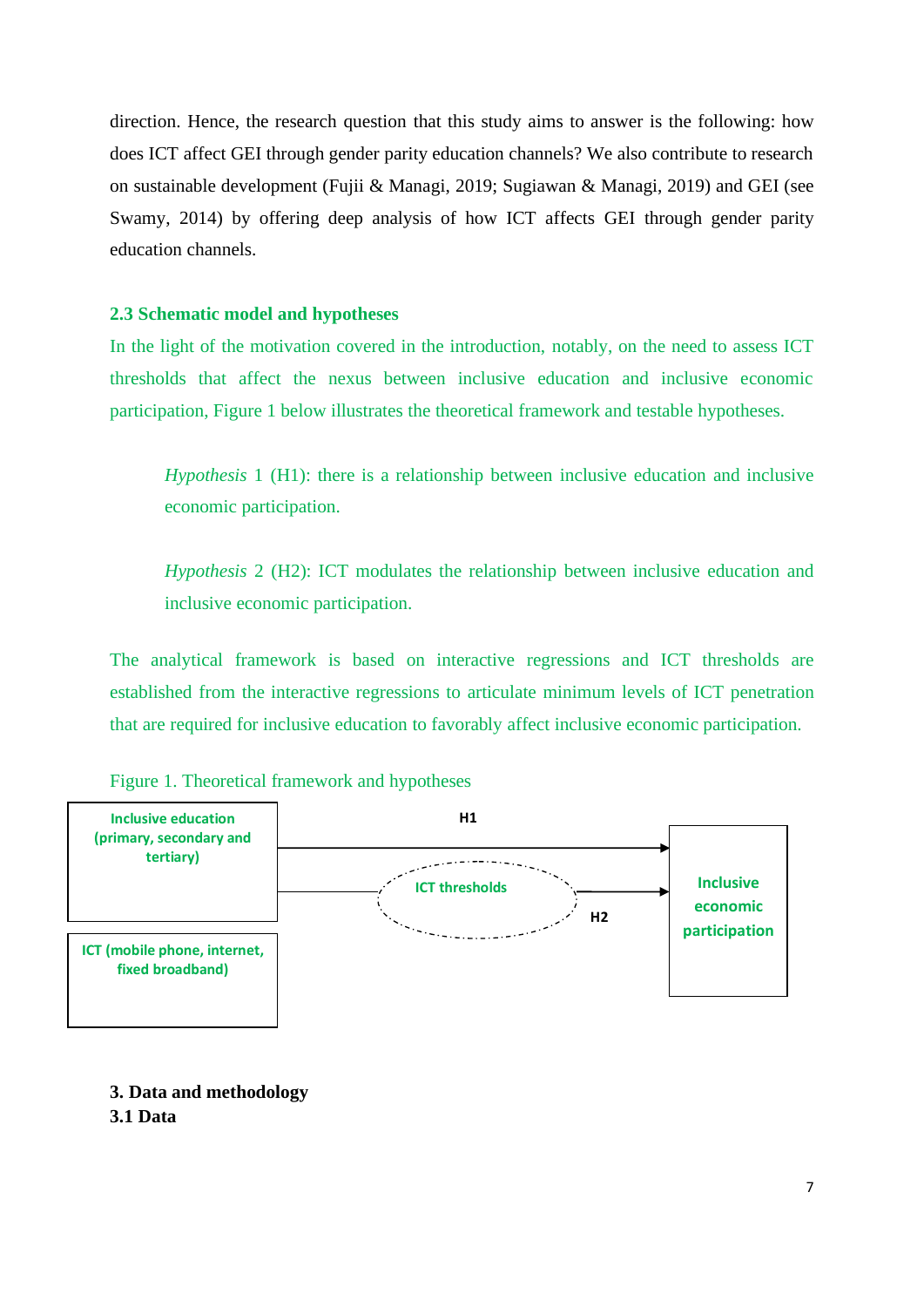direction. Hence, the research question that this study aims to answer is the following: how does ICT affect GEI through gender parity education channels? We also contribute to research on sustainable development (Fujii & Managi, 2019; Sugiawan & Managi, 2019) and GEI (see Swamy, 2014) by offering deep analysis of how ICT affects GEI through gender parity education channels.

### 2.3 Schematic model and hypotheses

In the light of the motivation covered in the introduction, notably, on the need to assess ICT thresholds that affect the nexus between inclusive education and inclusive economic participation, Figure 1 below illustrates the theoretical framework and testable hypotheses.

> *Hypothesis* 1 (H1): there is a relationship between inclusive education and inclusive economic participation.

> *Hypothesis* 2 (H2): ICT modulates the relationship between inclusive education and inclusive economic participation.

The analytical framework is based on interactive regressions and ICT thresholds are established from the interactive regressions to articulate minimum levels of ICT penetration that are required for inclusive education to favorably affect inclusive economic participation.

Figure 1. Theoretical framework and hypotheses

Inclusive education (primary, secondary and tertiary)

ICT (mobile phone, internet, fixed broadband)

H1

ICT thresholds

H2

Inclusive economic participation

## 3. Data and methodology

### 3.1 Data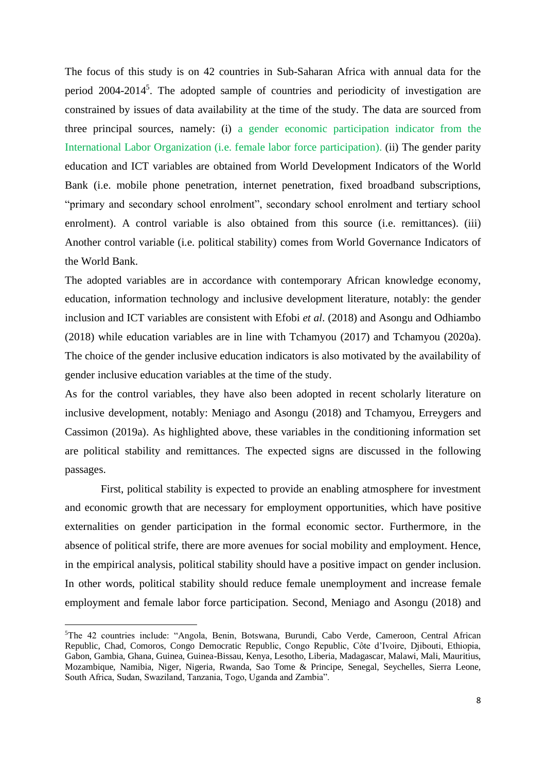The focus of this study is on 42 countries in Sub-Saharan Africa with annual data for the period 2004-2014[5]. The adopted sample of countries and periodicity of investigation are constrained by issues of data availability at the time of the study. The data are sourced from three principal sources, namely: (i) a gender economic participation indicator from the International Labor Organization (i.e. female labor force participation). (ii) The gender parity education and ICT variables are obtained from World Development Indicators of the World Bank (i.e. mobile phone penetration, internet penetration, fixed broadband subscriptions, "primary and secondary school enrolment", secondary school enrolment and tertiary school enrolment). A control variable is also obtained from this source (i.e. remittances). (iii) Another control variable (i.e. political stability) comes from World Governance Indicators of the World Bank.

The adopted variables are in accordance with contemporary African knowledge economy, education, information technology and inclusive development literature, notably: the gender inclusion and ICT variables are consistent with Efobi *et al*. (2018) and Asongu and Odhiambo (2018) while education variables are in line with Tchamyou (2017) and Tchamyou (2020a). The choice of the gender inclusive education indicators is also motivated by the availability of gender inclusive education variables at the time of the study.

As for the control variables, they have also been adopted in recent scholarly literature on inclusive development, notably: Meniago and Asongu (2018) and Tchamyou, Erreygers and Cassimon (2019a). As highlighted above, these variables in the conditioning information set are political stability and remittances. The expected signs are discussed in the following passages.

First, political stability is expected to provide an enabling atmosphere for investment and economic growth that are necessary for employment opportunities, which have positive externalities on gender participation in the formal economic sector. Furthermore, in the absence of political strife, there are more avenues for social mobility and employment. Hence, in the empirical analysis, political stability should have a positive impact on gender inclusion. In other words, political stability should reduce female unemployment and increase female employment and female labor force participation. Second, Meniago and Asongu (2018) and

---

[5]The 42 countries include: "Angola, Benin, Botswana, Burundi, Cabo Verde, Cameroon, Central African Republic, Chad, Comoros, Congo Democratic Republic, Congo Republic, Côte d'Ivoire, Djibouti, Ethiopia, Gabon, Gambia, Ghana, Guinea, Guinea-Bissau, Kenya, Lesotho, Liberia, Madagascar, Malawi, Mali, Mauritius, Mozambique, Namibia, Niger, Nigeria, Rwanda, Sao Tome & Principe, Senegal, Seychelles, Sierra Leone, South Africa, Sudan, Swaziland, Tanzania, Togo, Uganda and Zambia".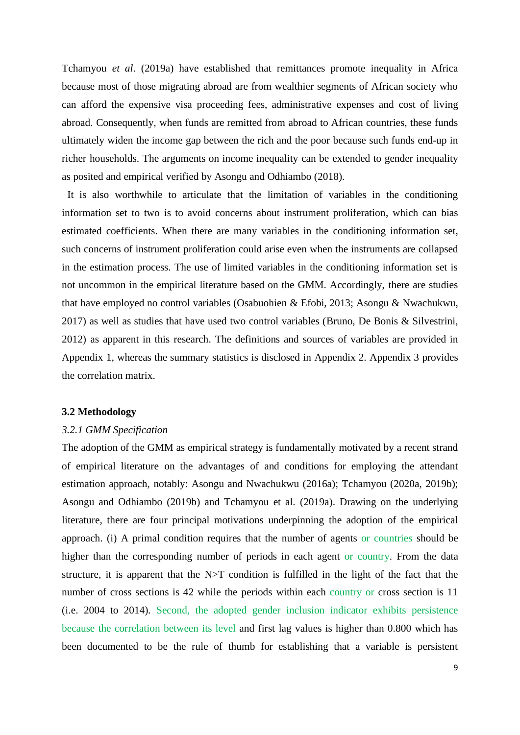Tchamyou *et al*. (2019a) have established that remittances promote inequality in Africa because most of those migrating abroad are from wealthier segments of African society who can afford the expensive visa proceeding fees, administrative expenses and cost of living abroad. Consequently, when funds are remitted from abroad to African countries, these funds ultimately widen the income gap between the rich and the poor because such funds end-up in richer households. The arguments on income inequality can be extended to gender inequality as posited and empirical verified by Asongu and Odhiambo (2018).

It is also worthwhile to articulate that the limitation of variables in the conditioning information set to two is to avoid concerns about instrument proliferation, which can bias estimated coefficients. When there are many variables in the conditioning information set, such concerns of instrument proliferation could arise even when the instruments are collapsed in the estimation process. The use of limited variables in the conditioning information set is not uncommon in the empirical literature based on the GMM. Accordingly, there are studies that have employed no control variables (Osabuohien & Efobi, 2013; Asongu & Nwachukwu, 2017) as well as studies that have used two control variables (Bruno, De Bonis & Silvestrini, 2012) as apparent in this research. The definitions and sources of variables are provided in Appendix 1, whereas the summary statistics is disclosed in Appendix 2. Appendix 3 provides the correlation matrix.

### 3.2 Methodology

#### *3.2.1 GMM Specification*

The adoption of the GMM as empirical strategy is fundamentally motivated by a recent strand of empirical literature on the advantages of and conditions for employing the attendant estimation approach, notably: Asongu and Nwachukwu (2016a); Tchamyou (2020a, 2019b); Asongu and Odhiambo (2019b) and Tchamyou et al. (2019a). Drawing on the underlying literature, there are four principal motivations underpinning the adoption of the empirical approach. (i) A primal condition requires that the number of agents or countries should be higher than the corresponding number of periods in each agent or country. From the data structure, it is apparent that the N>T condition is fulfilled in the light of the fact that the number of cross sections is 42 while the periods within each country or cross section is 11 (i.e. 2004 to 2014). Second, the adopted gender inclusion indicator exhibits persistence because the correlation between its level and first lag values is higher than 0.800 which has been documented to be the rule of thumb for establishing that a variable is persistent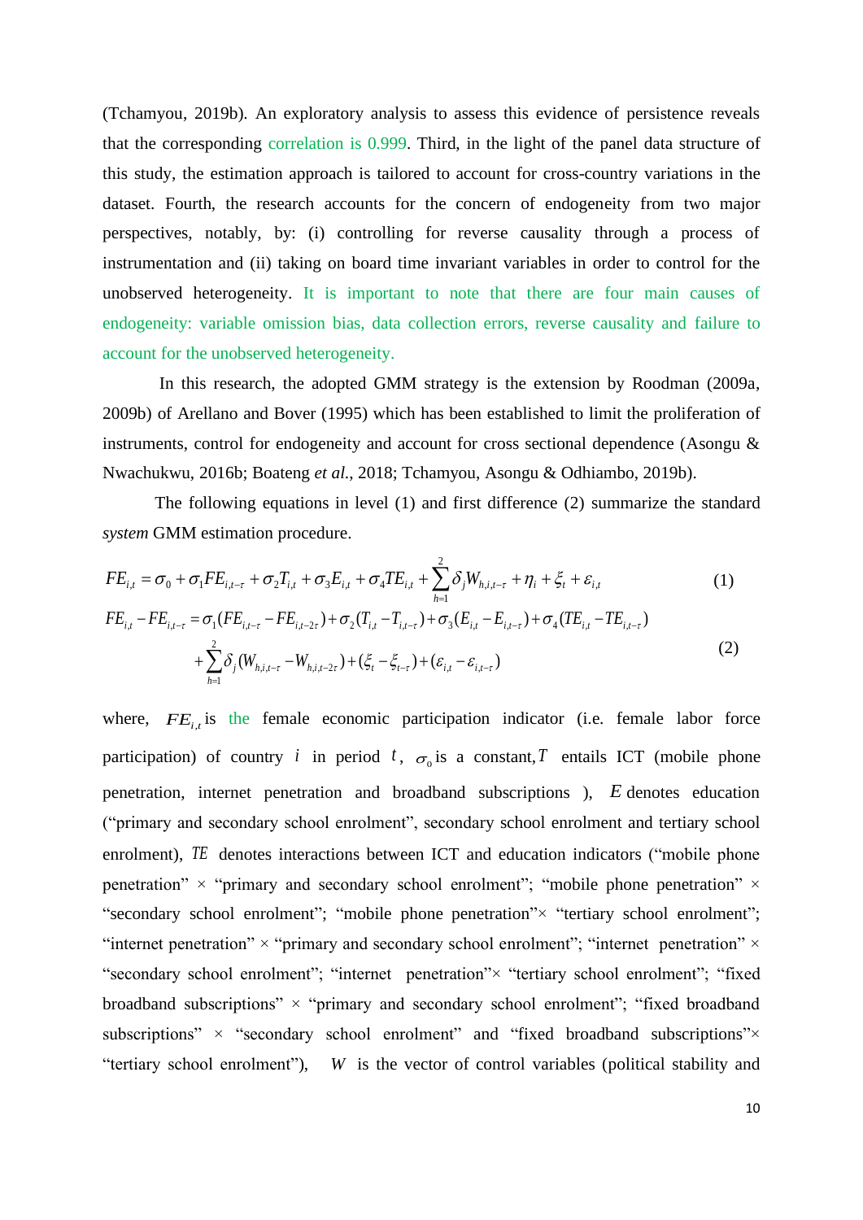(Tchamyou, 2019b). An exploratory analysis to assess this evidence of persistence reveals that the corresponding correlation is 0.999. Third, in the light of the panel data structure of this study, the estimation approach is tailored to account for cross-country variations in the dataset. Fourth, the research accounts for the concern of endogeneity from two major perspectives, notably, by: (i) controlling for reverse causality through a process of instrumentation and (ii) taking on board time invariant variables in order to control for the unobserved heterogeneity. It is important to note that there are four main causes of endogeneity: variable omission bias, data collection errors, reverse causality and failure to account for the unobserved heterogeneity.

In this research, the adopted GMM strategy is the extension by Roodman (2009a, 2009b) of Arellano and Bover (1995) which has been established to limit the proliferation of instruments, control for endogeneity and account for cross sectional dependence (Asongu & Nwachukwu, 2016b; Boateng *et al.*, 2018; Tchamyou, Asongu & Odhiambo, 2019b).

The following equations in level (1) and first difference (2) summarize the standard *system* GMM estimation procedure.

$$FE_{i,t} = \sigma_0 + \sigma_1 FE_{i,t-\tau} + \sigma_2 T_{i,t} + \sigma_3 E_{i,t} + \sigma_4 TE_{i,t} + \sum_{h=1}^{2} \delta_j W_{h,i,t-\tau} + \eta_i + \xi_t + \varepsilon_{i,t} \quad (1)$$

$$FE_{i,t} - FE_{i,t-\tau} = \sigma_1 (FE_{i,t-\tau} - FE_{i,t-2\tau}) + \sigma_2 (T_{i,t} - T_{i,t-\tau}) + \sigma_3 (E_{i,t} - E_{i,t-\tau}) + \sigma_4 (TE_{i,t} - TE_{i,t-\tau}) + \sum_{h=1}^{2} \delta_j (W_{h,i,t-\tau} - W_{h,i,t-2\tau}) + (\xi_t - \xi_{t-\tau}) + (\varepsilon_{i,t} - \varepsilon_{i,t-\tau}) \quad (2)$$

where, $FE_{i,t}$ is the female economic participation indicator (i.e. female labor force participation) of country $i$ in period $t$, $\sigma_0$ is a constant, $T$ entails ICT (mobile phone penetration, internet penetration and broadband subscriptions ), $E$ denotes education ("primary and secondary school enrolment", secondary school enrolment and tertiary school enrolment), $TE$ denotes interactions between ICT and education indicators ("mobile phone penetration" × "primary and secondary school enrolment"; "mobile phone penetration" × "secondary school enrolment"; "mobile phone penetration"× "tertiary school enrolment"; "internet penetration" × "primary and secondary school enrolment"; "internet penetration" × "secondary school enrolment"; "internet penetration"× "tertiary school enrolment"; "fixed broadband subscriptions" × "primary and secondary school enrolment"; "fixed broadband subscriptions" × "secondary school enrolment" and "fixed broadband subscriptions"× "tertiary school enrolment"), $W$ is the vector of control variables (political stability and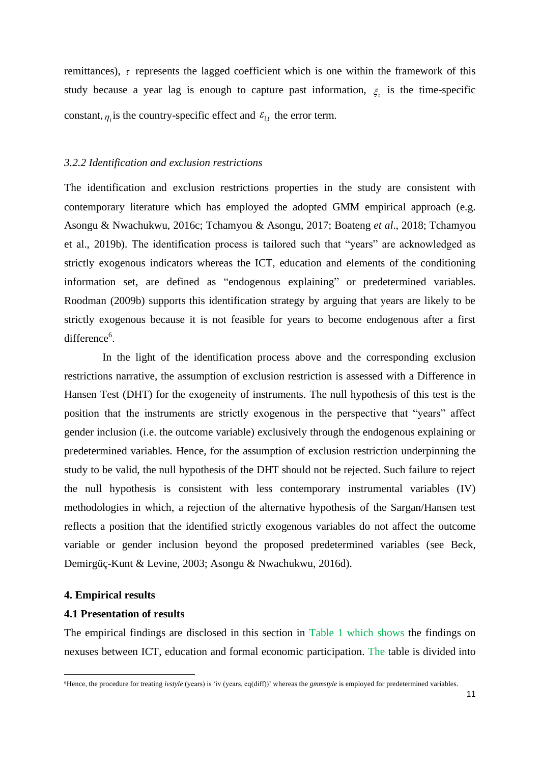remittances), $\tau$ represents the lagged coefficient which is one within the framework of this study because a year lag is enough to capture past information, $\xi_t$ is the time-specific constant, $\eta_i$ is the country-specific effect and $\varepsilon_{i,t}$ the error term.

### *3.2.2 Identification and exclusion restrictions*

The identification and exclusion restrictions properties in the study are consistent with contemporary literature which has employed the adopted GMM empirical approach (e.g. Asongu & Nwachukwu, 2016c; Tchamyou & Asongu, 2017; Boateng *et al*., 2018; Tchamyou et al., 2019b). The identification process is tailored such that "years" are acknowledged as strictly exogenous indicators whereas the ICT, education and elements of the conditioning information set, are defined as "endogenous explaining" or predetermined variables. Roodman (2009b) supports this identification strategy by arguing that years are likely to be strictly exogenous because it is not feasible for years to become endogenous after a first difference[6].

In the light of the identification process above and the corresponding exclusion restrictions narrative, the assumption of exclusion restriction is assessed with a Difference in Hansen Test (DHT) for the exogeneity of instruments. The null hypothesis of this test is the position that the instruments are strictly exogenous in the perspective that "years" affect gender inclusion (i.e. the outcome variable) exclusively through the endogenous explaining or predetermined variables. Hence, for the assumption of exclusion restriction underpinning the study to be valid, the null hypothesis of the DHT should not be rejected. Such failure to reject the null hypothesis is consistent with less contemporary instrumental variables (IV) methodologies in which, a rejection of the alternative hypothesis of the Sargan/Hansen test reflects a position that the identified strictly exogenous variables do not affect the outcome variable or gender inclusion beyond the proposed predetermined variables (see Beck, Demirgüç-Kunt & Levine, 2003; Asongu & Nwachukwu, 2016d).

## 4. Empirical results

### 4.1 Presentation of results

The empirical findings are disclosed in this section in Table 1 which shows the findings on nexuses between ICT, education and formal economic participation. The table is divided into

[6] Hence, the procedure for treating *ivstyle* (years) is 'iv (years, eq(diff))' whereas the *gmmstyle* is employed for predetermined variables.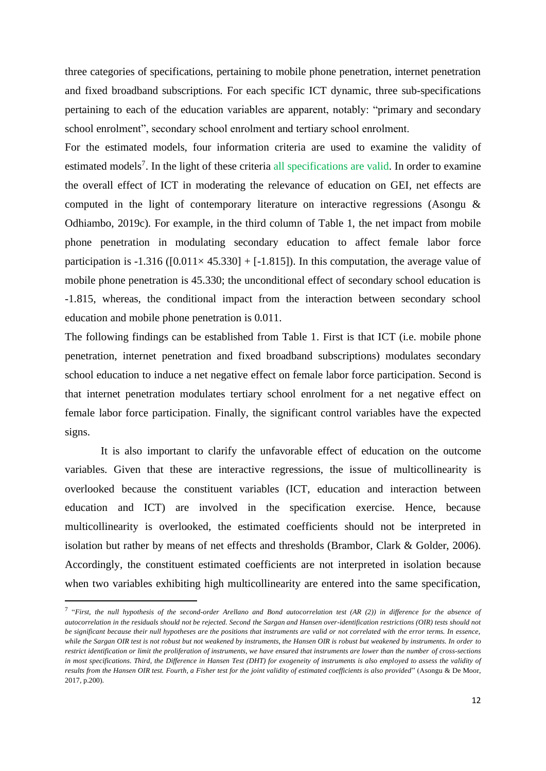three categories of specifications, pertaining to mobile phone penetration, internet penetration and fixed broadband subscriptions. For each specific ICT dynamic, three sub-specifications pertaining to each of the education variables are apparent, notably: "primary and secondary school enrolment", secondary school enrolment and tertiary school enrolment.

For the estimated models, four information criteria are used to examine the validity of estimated models[7]. In the light of these criteria all specifications are valid. In order to examine the overall effect of ICT in moderating the relevance of education on GEI, net effects are computed in the light of contemporary literature on interactive regressions (Asongu & Odhiambo, 2019c). For example, in the third column of Table 1, the net impact from mobile phone penetration in modulating secondary education to affect female labor force participation is -1.316 ([0.011× 45.330] + [-1.815]). In this computation, the average value of mobile phone penetration is 45.330; the unconditional effect of secondary school education is -1.815, whereas, the conditional impact from the interaction between secondary school education and mobile phone penetration is 0.011.

The following findings can be established from Table 1. First is that ICT (i.e. mobile phone penetration, internet penetration and fixed broadband subscriptions) modulates secondary school education to induce a net negative effect on female labor force participation. Second is that internet penetration modulates tertiary school enrolment for a net negative effect on female labor force participation. Finally, the significant control variables have the expected signs.

It is also important to clarify the unfavorable effect of education on the outcome variables. Given that these are interactive regressions, the issue of multicollinearity is overlooked because the constituent variables (ICT, education and interaction between education and ICT) are involved in the specification exercise. Hence, because multicollinearity is overlooked, the estimated coefficients should not be interpreted in isolation but rather by means of net effects and thresholds (Brambor, Clark & Golder, 2006). Accordingly, the constituent estimated coefficients are not interpreted in isolation because when two variables exhibiting high multicollinearity are entered into the same specification,

---

[7] "*First, the null hypothesis of the second-order Arellano and Bond autocorrelation test (AR (2)) in difference for the absence of autocorrelation in the residuals should not be rejected. Second the Sargan and Hansen over-identification restrictions (OIR) tests should not be significant because their null hypotheses are the positions that instruments are valid or not correlated with the error terms. In essence, while the Sargan OIR test is not robust but not weakened by instruments, the Hansen OIR is robust but weakened by instruments. In order to restrict identification or limit the proliferation of instruments, we have ensured that instruments are lower than the number of cross-sections in most specifications. Third, the Difference in Hansen Test (DHT) for exogeneity of instruments is also employed to assess the validity of results from the Hansen OIR test. Fourth, a Fisher test for the joint validity of estimated coefficients is also provided*" (Asongu & De Moor, 2017, p.200).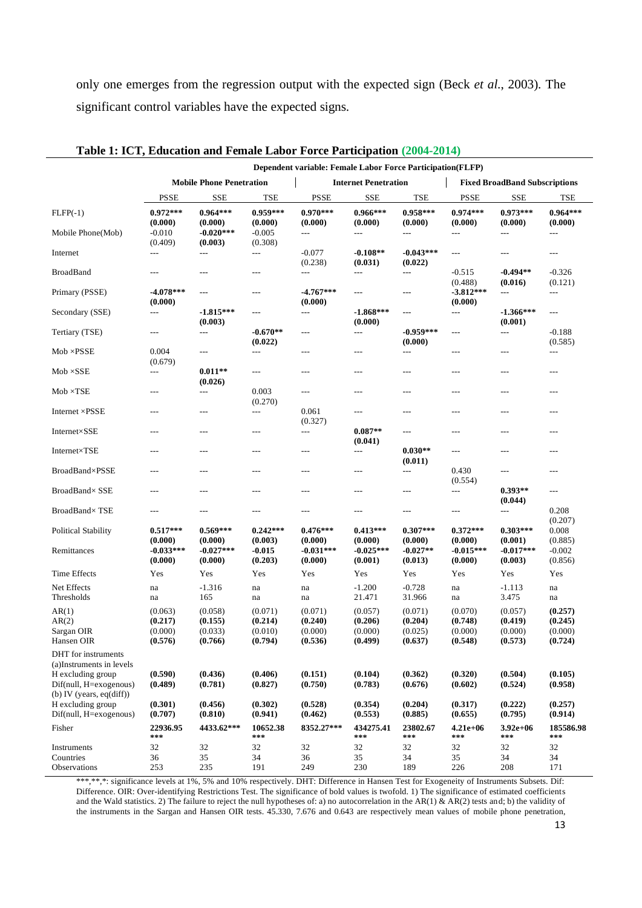only one emerges from the regression output with the expected sign (Beck *et al.*, 2003). The significant control variables have the expected signs.

**Table 1: ICT, Education and Female Labor Force Participation (2004-2014)**

| | Dependent variable: Female Labor Force Participation(FLFP) | | | | | | | | |
|---|---|---|---|---|---|---|---|---|---|
| | Mobile Phone Penetration | | | Internet Penetration | | | Fixed BroadBand Subscriptions | | |
| | PSSE | SSE | TSE | PSSE | SSE | TSE | PSSE | SSE | TSE |
| FLFP(-1) | **0.972***** **(0.000)** | **0.964***** **(0.000)** | **0.959***** **(0.000)** | **0.970***** **(0.000)** | **0.966***** **(0.000)** | **0.958***** **(0.000)** | **0.974***** **(0.000)** | **0.973***** **(0.000)** | **0.964***** **(0.000)** |
| Mobile Phone(Mob) | -0.010 (0.409) | **-0.020***** **(0.003)** | -0.005 (0.308) | --- | --- | --- | --- | --- | --- |
| Internet | --- | --- | --- | -0.077 (0.238) | **-0.108**** **(0.031)** | **-0.043***** **(0.022)** | --- | --- | --- |
| BroadBand | --- | --- | --- | --- | --- | --- | -0.515 (0.488) | **-0.494**** **(0.016)** | -0.326 (0.121) |
| Primary (PSSE) | **-4.078***** **(0.000)** | --- | --- | **-4.767***** **(0.000)** | --- | --- | **-3.812***** **(0.000)** | --- | --- |
| Secondary (SSE) | --- | **-1.815***** **(0.003)** | --- | --- | **-1.868***** **(0.000)** | --- | --- | **-1.366***** **(0.001)** | --- |
| Tertiary (TSE) | --- | --- | **-0.670**** **(0.022)** | --- | --- | **-0.959***** **(0.000)** | --- | --- | -0.188 (0.585) |
| Mob ×PSSE | 0.004 (0.679) | --- | --- | --- | --- | --- | --- | --- | --- |
| Mob ×SSE | --- | **0.011**** **(0.026)** | --- | --- | --- | --- | --- | --- | --- |
| Mob ×TSE | --- | --- | 0.003 (0.270) | --- | --- | --- | --- | --- | --- |
| Internet ×PSSE | --- | --- | --- | 0.061 (0.327) | --- | --- | --- | --- | --- |
| Internet×SSE | --- | --- | --- | --- | **0.087**** **(0.041)** | --- | --- | --- | --- |
| Internet×TSE | --- | --- | --- | --- | --- | **0.030**** **(0.011)** | --- | --- | --- |
| BroadBand×PSSE | --- | --- | --- | --- | --- | --- | 0.430 (0.554) | --- | --- |
| BroadBand× SSE | --- | --- | --- | --- | --- | --- | --- | **0.393**** **(0.044)** | --- |
| BroadBand× TSE | --- | --- | --- | --- | --- | --- | --- | --- | 0.208 (0.207) |
| Political Stability | **0.517***** **(0.000)** | **0.569***** **(0.000)** | **0.242***** **(0.003)** | **0.476***** **(0.000)** | **0.413***** **(0.000)** | **0.307***** **(0.000)** | **0.372***** **(0.000)** | **0.303***** **(0.001)** | 0.008 (0.885) |
| Remittances | **-0.033***** **(0.000)** | **-0.027***** **(0.000)** | -0.015 (0.203) | **-0.031***** **(0.000)** | **-0.025***** **(0.001)** | **-0.027**** **(0.013)** | **-0.015***** **(0.000)** | **-0.017***** **(0.003)** | -0.002 (0.856) |
| Time Effects | Yes | Yes | Yes | Yes | Yes | Yes | Yes | Yes | Yes |
| Net Effects | na | -1.316 | na | na | -1.200 | -0.728 | na | -1.113 | na |
| Thresholds | na | 165 | na | na | 21.471 | 31.966 | na | 3.475 | na |
| AR(1) | (0.063) | (0.058) | (0.071) | (0.071) | (0.057) | (0.071) | (0.070) | (0.057) | **(0.257)** |
| AR(2) | **(0.217)** | **(0.155)** | **(0.214)** | **(0.240)** | **(0.206)** | **(0.204)** | **(0.748)** | **(0.419)** | **(0.245)** |
| Sargan OIR | (0.000) | (0.033) | (0.010) | (0.000) | (0.000) | (0.025) | (0.000) | (0.000) | (0.000) |
| Hansen OIR | **(0.576)** | **(0.766)** | **(0.794)** | **(0.536)** | **(0.499)** | **(0.637)** | **(0.548)** | **(0.573)** | **(0.724)** |
| DHT for instruments | | | | | | | | | |
| (a)Instruments in levels | | | | | | | | | |
| H excluding group | **(0.590)** | **(0.436)** | **(0.406)** | **(0.151)** | **(0.104)** | **(0.362)** | **(0.320)** | **(0.504)** | **(0.105)** |
| Dif(null, H=exogenous) | **(0.489)** | **(0.781)** | **(0.827)** | **(0.750)** | **(0.783)** | **(0.676)** | **(0.602)** | **(0.524)** | **(0.958)** |
| (b) IV (years, eq(diff)) | | | | | | | | | |
| H excluding group | **(0.301)** | **(0.456)** | **(0.302)** | **(0.528)** | **(0.354)** | **(0.204)** | **(0.317)** | **(0.222)** | **(0.257)** |
| Dif(null, H=exogenous) | **(0.707)** | **(0.810)** | **(0.941)** | **(0.462)** | **(0.553)** | **(0.885)** | **(0.655)** | **(0.795)** | **(0.914)** |
| Fisher | **22936.95 \*\*\*** | **4433.62\*\*\*** | **10652.38 \*\*\*** | **8352.27\*\*\*** | **434275.41 \*\*\*** | **23802.67 \*\*\*** | **4.21e+06 \*\*\*** | **3.92e+06 \*\*\*** | **185586.98 \*\*\*** |
| Instruments | 32 | 32 | 32 | 32 | 32 | 32 | 32 | 32 | 32 |
| Countries | 36 | 35 | 34 | 36 | 35 | 34 | 35 | 34 | 34 |
| Observations | 253 | 235 | 191 | 249 | 230 | 189 | 226 | 208 | 171 |

\*\*\*,\*\*,\*: significance levels at 1%, 5% and 10% respectively. DHT: Difference in Hansen Test for Exogeneity of Instruments Subsets. Dif: Difference. OIR: Over-identifying Restrictions Test. The significance of bold values is twofold. 1) The significance of estimated coefficients and the Wald statistics. 2) The failure to reject the null hypotheses of: a) no autocorrelation in the AR(1) & AR(2) tests and; b) the validity of the instruments in the Sargan and Hansen OIR tests. 45.330, 7.676 and 0.643 are respectively mean values of mobile phone penetration,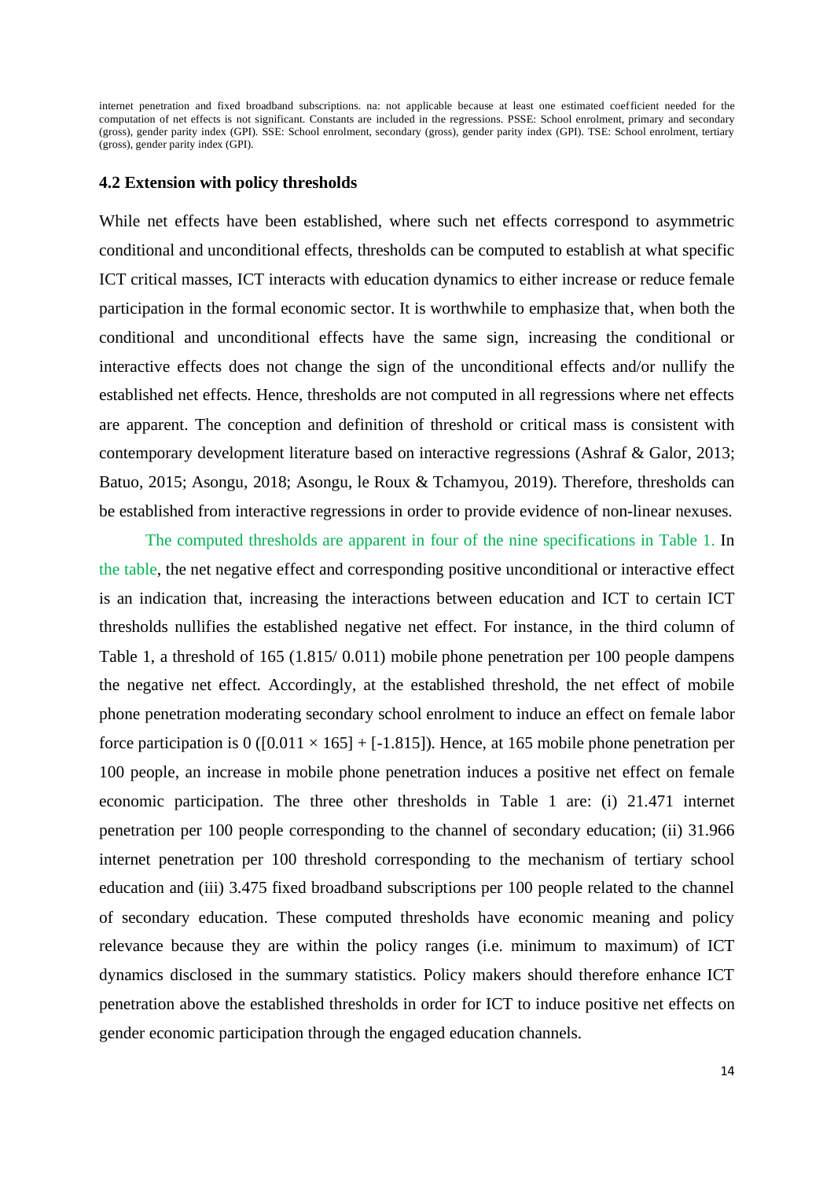internet penetration and fixed broadband subscriptions. na: not applicable because at least one estimated coefficient needed for the computation of net effects is not significant. Constants are included in the regressions. PSSE: School enrolment, primary and secondary (gross), gender parity index (GPI). SSE: School enrolment, secondary (gross), gender parity index (GPI). TSE: School enrolment, tertiary (gross), gender parity index (GPI).

### 4.2 Extension with policy thresholds

While net effects have been established, where such net effects correspond to asymmetric conditional and unconditional effects, thresholds can be computed to establish at what specific ICT critical masses, ICT interacts with education dynamics to either increase or reduce female participation in the formal economic sector. It is worthwhile to emphasize that, when both the conditional and unconditional effects have the same sign, increasing the conditional or interactive effects does not change the sign of the unconditional effects and/or nullify the established net effects. Hence, thresholds are not computed in all regressions where net effects are apparent. The conception and definition of threshold or critical mass is consistent with contemporary development literature based on interactive regressions (Ashraf & Galor, 2013; Batuo, 2015; Asongu, 2018; Asongu, le Roux & Tchamyou, 2019). Therefore, thresholds can be established from interactive regressions in order to provide evidence of non-linear nexuses.

The computed thresholds are apparent in four of the nine specifications in Table 1. In the table, the net negative effect and corresponding positive unconditional or interactive effect is an indication that, increasing the interactions between education and ICT to certain ICT thresholds nullifies the established negative net effect. For instance, in the third column of Table 1, a threshold of 165 (1.815/ 0.011) mobile phone penetration per 100 people dampens the negative net effect. Accordingly, at the established threshold, the net effect of mobile phone penetration moderating secondary school enrolment to induce an effect on female labor force participation is 0 ([0.011 × 165] + [-1.815]). Hence, at 165 mobile phone penetration per 100 people, an increase in mobile phone penetration induces a positive net effect on female economic participation. The three other thresholds in Table 1 are: (i) 21.471 internet penetration per 100 people corresponding to the channel of secondary education; (ii) 31.966 internet penetration per 100 threshold corresponding to the mechanism of tertiary school education and (iii) 3.475 fixed broadband subscriptions per 100 people related to the channel of secondary education. These computed thresholds have economic meaning and policy relevance because they are within the policy ranges (i.e. minimum to maximum) of ICT dynamics disclosed in the summary statistics. Policy makers should therefore enhance ICT penetration above the established thresholds in order for ICT to induce positive net effects on gender economic participation through the engaged education channels.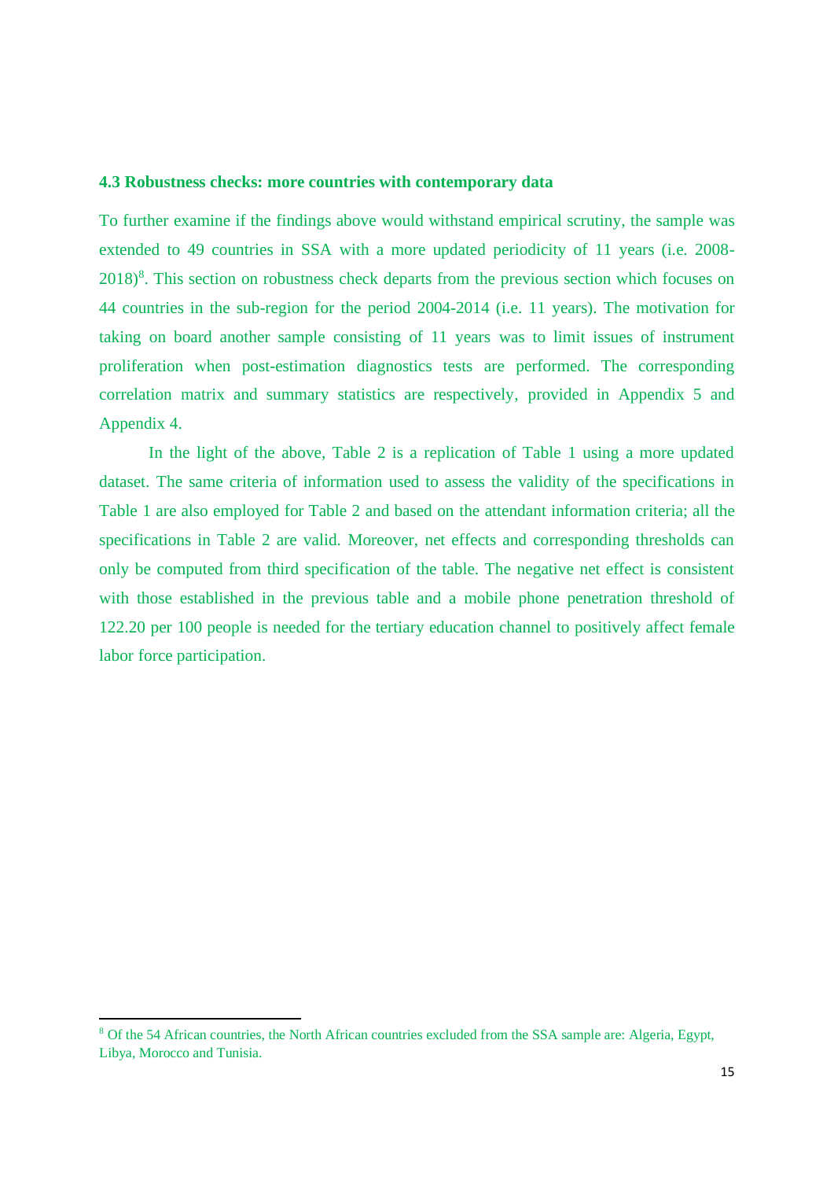### 4.3 Robustness checks: more countries with contemporary data

To further examine if the findings above would withstand empirical scrutiny, the sample was extended to 49 countries in SSA with a more updated periodicity of 11 years (i.e. 2008-2018)[8]. This section on robustness check departs from the previous section which focuses on 44 countries in the sub-region for the period 2004-2014 (i.e. 11 years). The motivation for taking on board another sample consisting of 11 years was to limit issues of instrument proliferation when post-estimation diagnostics tests are performed. The corresponding correlation matrix and summary statistics are respectively, provided in Appendix 5 and Appendix 4.

In the light of the above, Table 2 is a replication of Table 1 using a more updated dataset. The same criteria of information used to assess the validity of the specifications in Table 1 are also employed for Table 2 and based on the attendant information criteria; all the specifications in Table 2 are valid. Moreover, net effects and corresponding thresholds can only be computed from third specification of the table. The negative net effect is consistent with those established in the previous table and a mobile phone penetration threshold of 122.20 per 100 people is needed for the tertiary education channel to positively affect female labor force participation.

[8] Of the 54 African countries, the North African countries excluded from the SSA sample are: Algeria, Egypt, Libya, Morocco and Tunisia.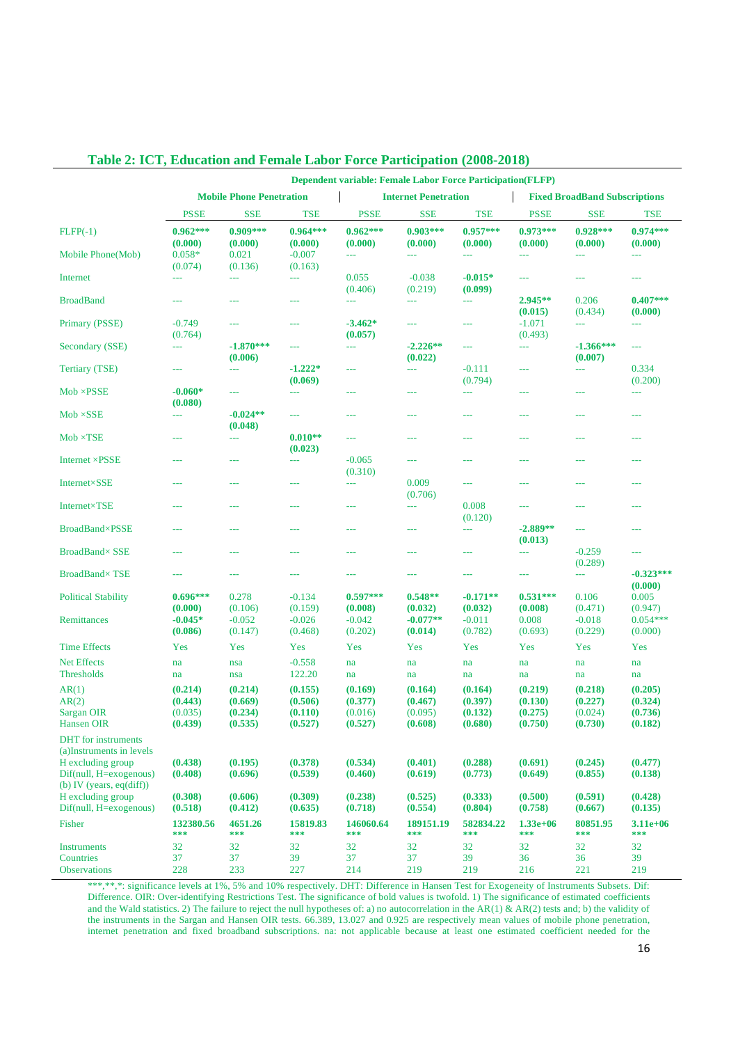## Table 2: ICT, Education and Female Labor Force Participation (2008-2018)

| | Dependent variable: Female Labor Force Participation(FLFP) | | | | | | | | |
|---|---|---|---|---|---|---|---|---|---|
| | Mobile Phone Penetration | | | Internet Penetration | | | Fixed BroadBand Subscriptions | | |
| | PSSE | SSE | TSE | PSSE | SSE | TSE | PSSE | SSE | TSE |
| FLFP(-1) | **0.962*** (0.000)** | **0.909*** (0.000)** | **0.964*** (0.000)** | **0.962*** (0.000)** | **0.903*** (0.000)** | **0.957*** (0.000)** | **0.973*** (0.000)** | **0.928*** (0.000)** | **0.974*** (0.000)** |
| Mobile Phone(Mob) | 0.058* (0.074) | 0.021 (0.136) | -0.007 (0.163) | --- | --- | --- | --- | --- | --- |
| Internet | --- | --- | --- | 0.055 (0.406) | -0.038 (0.219) | **-0.015* (0.099)** | --- | --- | --- |
| BroadBand | --- | --- | --- | --- | --- | --- | **2.945** (0.015)** | 0.206 (0.434) | **0.407*** (0.000)** |
| Primary (PSSE) | -0.749 (0.764) | --- | --- | **-3.462* (0.057)** | --- | --- | -1.071 (0.493) | --- | --- |
| Secondary (SSE) | --- | **-1.870*** (0.006)** | --- | --- | **-2.226** (0.022)** | --- | --- | **-1.366*** (0.007)** | --- |
| Tertiary (TSE) | --- | --- | **-1.222* (0.069)** | --- | --- | -0.111 (0.794) | --- | --- | 0.334 (0.200) |
| Mob ×PSSE | **-0.060* (0.080)** | --- | --- | --- | --- | --- | --- | --- | --- |
| Mob ×SSE | --- | **-0.024** (0.048)** | --- | --- | --- | --- | --- | --- | --- |
| Mob ×TSE | --- | --- | **0.010** (0.023)** | --- | --- | --- | --- | --- | --- |
| Internet ×PSSE | --- | --- | --- | -0.065 (0.310) | --- | --- | --- | --- | --- |
| Internet×SSE | --- | --- | --- | --- | 0.009 (0.706) | --- | --- | --- | --- |
| Internet×TSE | --- | --- | --- | --- | --- | 0.008 (0.120) | --- | --- | --- |
| BroadBand×PSSE | --- | --- | --- | --- | --- | --- | **-2.889** (0.013)** | --- | --- |
| BroadBand× SSE | --- | --- | --- | --- | --- | --- | --- | -0.259 (0.289) | --- |
| BroadBand× TSE | --- | --- | --- | --- | --- | --- | --- | --- | **-0.323*** (0.000)** |
| Political Stability | **0.696*** (0.000)** | 0.278 (0.106) | -0.134 (0.159) | **0.597*** (0.008)** | **0.548** (0.032)** | **-0.171** (0.032)** | **0.531*** (0.008)** | 0.106 (0.471) | 0.005 (0.947) |
| Remittances | **-0.045* (0.086)** | -0.052 (0.147) | -0.026 (0.468) | -0.042 (0.202) | **-0.077** (0.014)** | -0.011 (0.782) | 0.008 (0.693) | -0.018 (0.229) | 0.054*** (0.000) |
| Time Effects | Yes | Yes | Yes | Yes | Yes | Yes | Yes | Yes | Yes |
| Net Effects | na | nsa | -0.558 | na | na | na | na | na | na |
| Thresholds | na | nsa | 122.20 | na | na | na | na | na | na |
| AR(1) | **(0.214)** | **(0.214)** | **(0.155)** | **(0.169)** | **(0.164)** | **(0.164)** | **(0.219)** | **(0.218)** | **(0.205)** |
| AR(2) | **(0.443)** | **(0.669)** | **(0.506)** | **(0.377)** | **(0.467)** | **(0.397)** | **(0.130)** | **(0.227)** | **(0.324)** |
| Sargan OIR | (0.035) | **(0.234)** | **(0.110)** | (0.016) | (0.095) | **(0.132)** | **(0.275)** | (0.024) | **(0.736)** |
| Hansen OIR | **(0.439)** | **(0.535)** | **(0.527)** | **(0.527)** | **(0.608)** | **(0.680)** | **(0.750)** | **(0.730)** | **(0.182)** |
| DHT for instruments | | | | | | | | | |
| (a)Instruments in levels | | | | | | | | | |
| H excluding group | **(0.438)** | **(0.195)** | **(0.378)** | **(0.534)** | **(0.401)** | **(0.288)** | **(0.691)** | **(0.245)** | **(0.477)** |
| Dif(null, H=exogenous) | **(0.408)** | **(0.696)** | **(0.539)** | **(0.460)** | **(0.619)** | **(0.773)** | **(0.649)** | **(0.855)** | **(0.138)** |
| (b) IV (years, eq(diff)) | | | | | | | | | |
| H excluding group | **(0.308)** | **(0.606)** | **(0.309)** | **(0.238)** | **(0.525)** | **(0.333)** | **(0.500)** | **(0.591)** | **(0.428)** |
| Dif(null, H=exogenous) | **(0.518)** | **(0.412)** | **(0.635)** | **(0.718)** | **(0.554)** | **(0.804)** | **(0.758)** | **(0.667)** | **(0.135)** |
| Fisher | **132380.56*** ** | **4651.26*** ** | **15819.83*** ** | **146060.64*** ** | **189151.19*** ** | **582834.22*** ** | **1.33e+06*** ** | **80851.95*** ** | **3.11e+06*** ** |
| Instruments | 32 | 32 | 32 | 32 | 32 | 32 | 32 | 32 | 32 |
| Countries | 37 | 37 | 39 | 37 | 37 | 39 | 36 | 36 | 39 |
| Observations | 228 | 233 | 227 | 214 | 219 | 219 | 216 | 221 | 219 |

***,**,*: significance levels at 1%, 5% and 10% respectively. DHT: Difference in Hansen Test for Exogeneity of Instruments Subsets. Dif: Difference. OIR: Over-identifying Restrictions Test. The significance of bold values is twofold. 1) The significance of estimated coefficients and the Wald statistics. 2) The failure to reject the null hypotheses of: a) no autocorrelation in the AR(1) & AR(2) tests and; b) the validity of the instruments in the Sargan and Hansen OIR tests. 66.389, 13.027 and 0.925 are respectively mean values of mobile phone penetration, internet penetration and fixed broadband subscriptions. na: not applicable because at least one estimated coefficient needed for the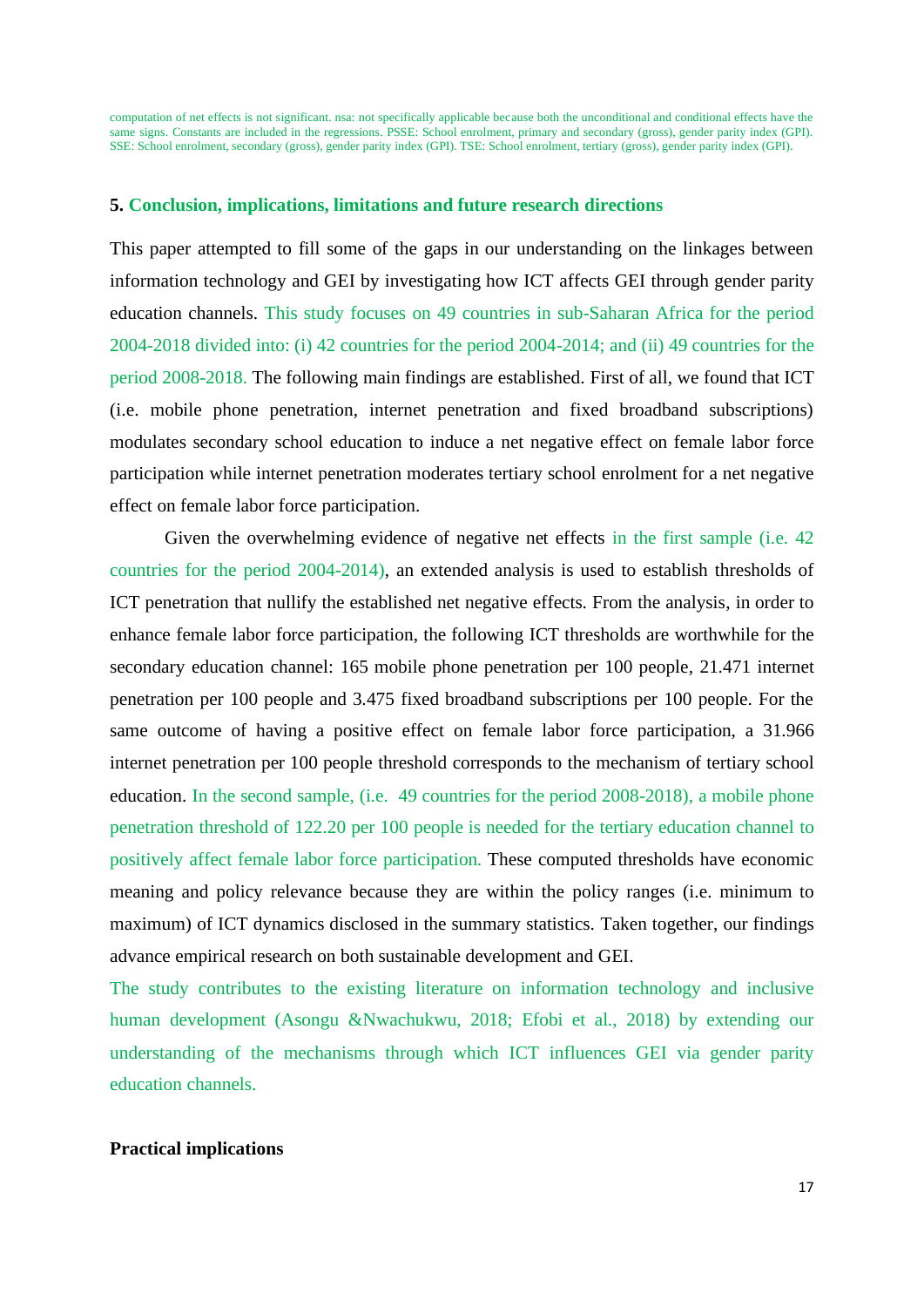computation of net effects is not significant. nsa: not specifically applicable because both the unconditional and conditional effects have the same signs. Constants are included in the regressions. PSSE: School enrolment, primary and secondary (gross), gender parity index (GPI). SSE: School enrolment, secondary (gross), gender parity index (GPI). TSE: School enrolment, tertiary (gross), gender parity index (GPI).

## 5. Conclusion, implications, limitations and future research directions

This paper attempted to fill some of the gaps in our understanding on the linkages between information technology and GEI by investigating how ICT affects GEI through gender parity education channels. This study focuses on 49 countries in sub-Saharan Africa for the period 2004-2018 divided into: (i) 42 countries for the period 2004-2014; and (ii) 49 countries for the period 2008-2018. The following main findings are established. First of all, we found that ICT (i.e. mobile phone penetration, internet penetration and fixed broadband subscriptions) modulates secondary school education to induce a net negative effect on female labor force participation while internet penetration moderates tertiary school enrolment for a net negative effect on female labor force participation.

Given the overwhelming evidence of negative net effects in the first sample (i.e. 42 countries for the period 2004-2014), an extended analysis is used to establish thresholds of ICT penetration that nullify the established net negative effects. From the analysis, in order to enhance female labor force participation, the following ICT thresholds are worthwhile for the secondary education channel: 165 mobile phone penetration per 100 people, 21.471 internet penetration per 100 people and 3.475 fixed broadband subscriptions per 100 people. For the same outcome of having a positive effect on female labor force participation, a 31.966 internet penetration per 100 people threshold corresponds to the mechanism of tertiary school education. In the second sample, (i.e. 49 countries for the period 2008-2018), a mobile phone penetration threshold of 122.20 per 100 people is needed for the tertiary education channel to positively affect female labor force participation. These computed thresholds have economic meaning and policy relevance because they are within the policy ranges (i.e. minimum to maximum) of ICT dynamics disclosed in the summary statistics. Taken together, our findings advance empirical research on both sustainable development and GEI.

The study contributes to the existing literature on information technology and inclusive human development (Asongu &Nwachukwu, 2018; Efobi et al., 2018) by extending our understanding of the mechanisms through which ICT influences GEI via gender parity education channels.

**Practical implications**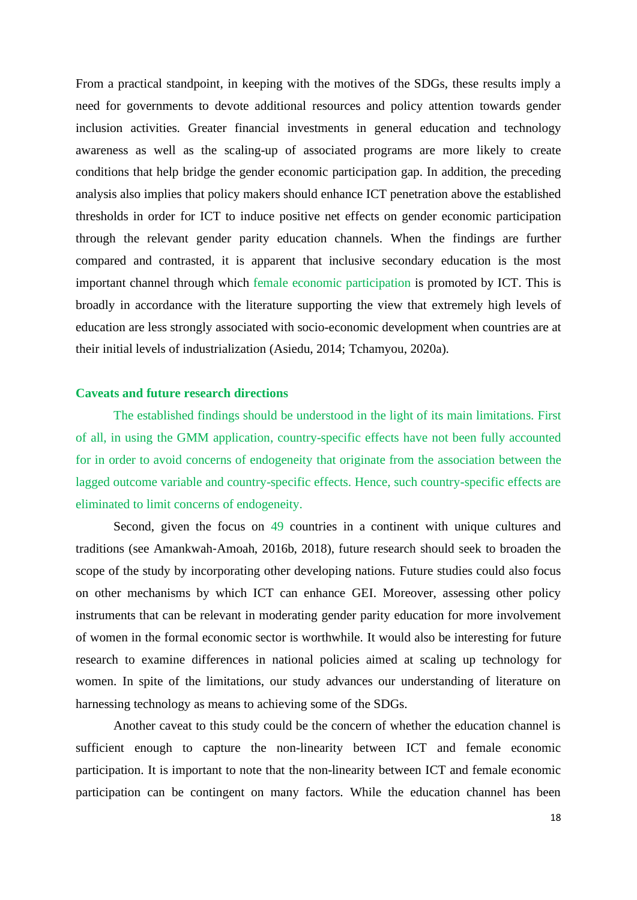From a practical standpoint, in keeping with the motives of the SDGs, these results imply a need for governments to devote additional resources and policy attention towards gender inclusion activities. Greater financial investments in general education and technology awareness as well as the scaling-up of associated programs are more likely to create conditions that help bridge the gender economic participation gap. In addition, the preceding analysis also implies that policy makers should enhance ICT penetration above the established thresholds in order for ICT to induce positive net effects on gender economic participation through the relevant gender parity education channels. When the findings are further compared and contrasted, it is apparent that inclusive secondary education is the most important channel through which female economic participation is promoted by ICT. This is broadly in accordance with the literature supporting the view that extremely high levels of education are less strongly associated with socio-economic development when countries are at their initial levels of industrialization (Asiedu, 2014; Tchamyou, 2020a).

### Caveats and future research directions

The established findings should be understood in the light of its main limitations. First of all, in using the GMM application, country-specific effects have not been fully accounted for in order to avoid concerns of endogeneity that originate from the association between the lagged outcome variable and country-specific effects. Hence, such country-specific effects are eliminated to limit concerns of endogeneity.

Second, given the focus on 49 countries in a continent with unique cultures and traditions (see Amankwah-Amoah, 2016b, 2018), future research should seek to broaden the scope of the study by incorporating other developing nations. Future studies could also focus on other mechanisms by which ICT can enhance GEI. Moreover, assessing other policy instruments that can be relevant in moderating gender parity education for more involvement of women in the formal economic sector is worthwhile. It would also be interesting for future research to examine differences in national policies aimed at scaling up technology for women. In spite of the limitations, our study advances our understanding of literature on harnessing technology as means to achieving some of the SDGs.

Another caveat to this study could be the concern of whether the education channel is sufficient enough to capture the non-linearity between ICT and female economic participation. It is important to note that the non-linearity between ICT and female economic participation can be contingent on many factors. While the education channel has been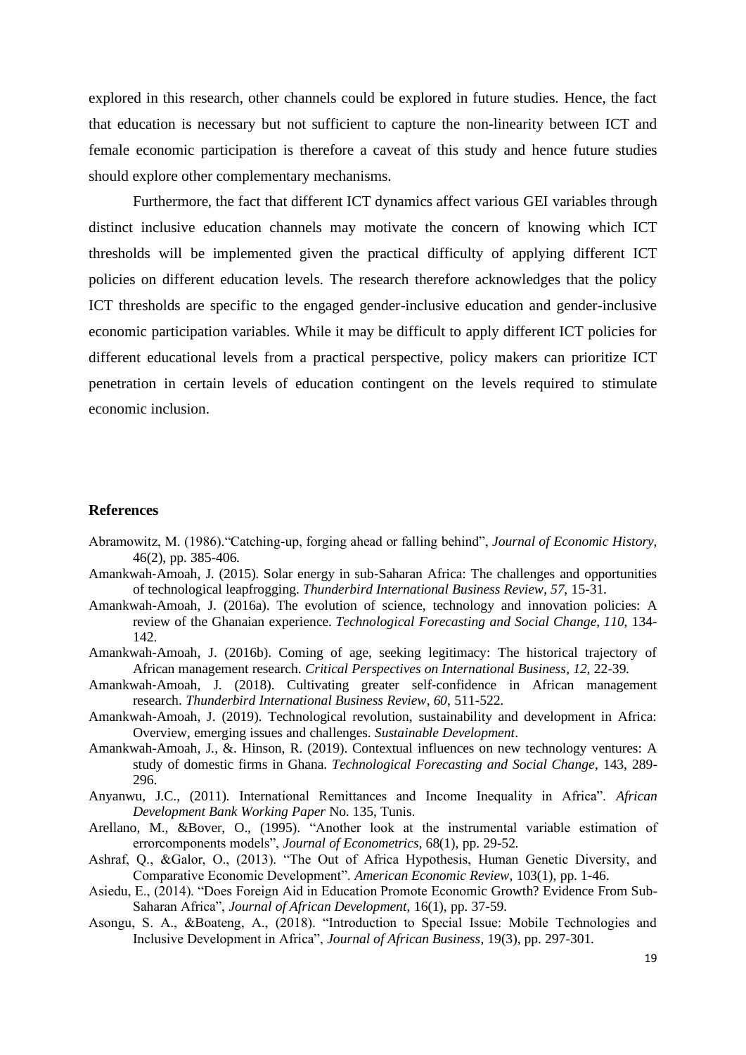explored in this research, other channels could be explored in future studies. Hence, the fact that education is necessary but not sufficient to capture the non-linearity between ICT and female economic participation is therefore a caveat of this study and hence future studies should explore other complementary mechanisms.

Furthermore, the fact that different ICT dynamics affect various GEI variables through distinct inclusive education channels may motivate the concern of knowing which ICT thresholds will be implemented given the practical difficulty of applying different ICT policies on different education levels. The research therefore acknowledges that the policy ICT thresholds are specific to the engaged gender-inclusive education and gender-inclusive economic participation variables. While it may be difficult to apply different ICT policies for different educational levels from a practical perspective, policy makers can prioritize ICT penetration in certain levels of education contingent on the levels required to stimulate economic inclusion.

## References

Abramowitz, M. (1986)."Catching-up, forging ahead or falling behind", *Journal of Economic History*, 46(2), pp. 385-406.

Amankwah-Amoah, J. (2015). Solar energy in sub-Saharan Africa: The challenges and opportunities of technological leapfrogging. *Thunderbird International Business Review*, *57*, 15-31.

Amankwah-Amoah, J. (2016a). The evolution of science, technology and innovation policies: A review of the Ghanaian experience. *Technological Forecasting and Social Change*, *110*, 134-142.

Amankwah-Amoah, J. (2016b). Coming of age, seeking legitimacy: The historical trajectory of African management research. *Critical Perspectives on International Business*, *12*, 22-39.

Amankwah-Amoah, J. (2018). Cultivating greater self-confidence in African management research. *Thunderbird International Business Review*, *60*, 511-522.

Amankwah-Amoah, J. (2019). Technological revolution, sustainability and development in Africa: Overview, emerging issues and challenges. *Sustainable Development*.

Amankwah-Amoah, J., &. Hinson, R. (2019). Contextual influences on new technology ventures: A study of domestic firms in Ghana. *Technological Forecasting and Social Change*, 143, 289-296.

Anyanwu, J.C., (2011). International Remittances and Income Inequality in Africa". *African Development Bank Working Paper* No. 135, Tunis.

Arellano, M., &Bover, O., (1995). "Another look at the instrumental variable estimation of errorcomponents models", *Journal of Econometrics*, 68(1), pp. 29-52.

Ashraf, Q., &Galor, O., (2013). "The Out of Africa Hypothesis, Human Genetic Diversity, and Comparative Economic Development". *American Economic Review*, 103(1), pp. 1-46.

Asiedu, E., (2014). "Does Foreign Aid in Education Promote Economic Growth? Evidence From Sub-Saharan Africa", *Journal of African Development*, 16(1), pp. 37-59.

Asongu, S. A., &Boateng, A., (2018). "Introduction to Special Issue: Mobile Technologies and Inclusive Development in Africa", *Journal of African Business*, 19(3), pp. 297-301.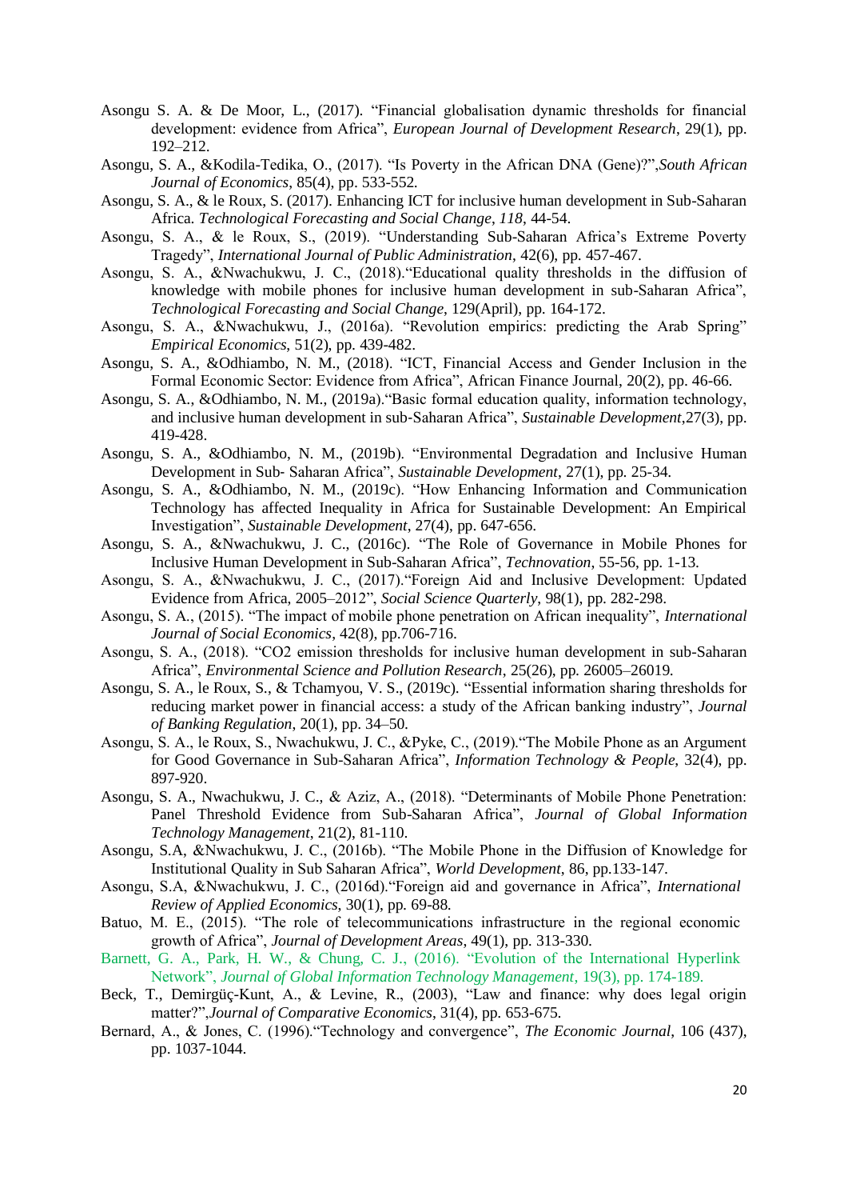Asongu S. A. & De Moor, L., (2017). "Financial globalisation dynamic thresholds for financial development: evidence from Africa", *European Journal of Development Research*, 29(1), pp. 192–212.

Asongu, S. A., &Kodila-Tedika, O., (2017). "Is Poverty in the African DNA (Gene)?",*South African Journal of Economics*, 85(4), pp. 533-552.

Asongu, S. A., & le Roux, S. (2017). Enhancing ICT for inclusive human development in Sub-Saharan Africa. *Technological Forecasting and Social Change*, *118*, 44-54.

Asongu, S. A., & le Roux, S., (2019). "Understanding Sub-Saharan Africa's Extreme Poverty Tragedy", *International Journal of Public Administration*, 42(6), pp. 457-467.

Asongu, S. A., &Nwachukwu, J. C., (2018)."Educational quality thresholds in the diffusion of knowledge with mobile phones for inclusive human development in sub-Saharan Africa", *Technological Forecasting and Social Change*, 129(April), pp. 164-172.

Asongu, S. A., &Nwachukwu, J., (2016a). "Revolution empirics: predicting the Arab Spring" *Empirical Economics*, 51(2), pp. 439-482.

Asongu, S. A., &Odhiambo, N. M., (2018). "ICT, Financial Access and Gender Inclusion in the Formal Economic Sector: Evidence from Africa", African Finance Journal, 20(2), pp. 46-66.

Asongu, S. A., &Odhiambo, N. M., (2019a)."Basic formal education quality, information technology, and inclusive human development in sub-Saharan Africa", *Sustainable Development*,27(3), pp. 419-428.

Asongu, S. A., &Odhiambo, N. M., (2019b). "Environmental Degradation and Inclusive Human Development in Sub- Saharan Africa", *Sustainable Development*, 27(1), pp. 25-34.

Asongu, S. A., &Odhiambo, N. M., (2019c). "How Enhancing Information and Communication Technology has affected Inequality in Africa for Sustainable Development: An Empirical Investigation", *Sustainable Development*, 27(4), pp. 647-656.

Asongu, S. A., &Nwachukwu, J. C., (2016c). "The Role of Governance in Mobile Phones for Inclusive Human Development in Sub-Saharan Africa", *Technovation*, 55-56, pp. 1-13.

Asongu, S. A., &Nwachukwu, J. C., (2017)."Foreign Aid and Inclusive Development: Updated Evidence from Africa, 2005–2012", *Social Science Quarterly*, 98(1), pp. 282-298.

Asongu, S. A., (2015). "The impact of mobile phone penetration on African inequality", *International Journal of Social Economics*, 42(8), pp.706-716.

Asongu, S. A., (2018). "CO2 emission thresholds for inclusive human development in sub-Saharan Africa", *Environmental Science and Pollution Research*, 25(26), pp. 26005–26019.

Asongu, S. A., le Roux, S., & Tchamyou, V. S., (2019c). "Essential information sharing thresholds for reducing market power in financial access: a study of the African banking industry", *Journal of Banking Regulation*, 20(1), pp. 34–50.

Asongu, S. A., le Roux, S., Nwachukwu, J. C., &Pyke, C., (2019)."The Mobile Phone as an Argument for Good Governance in Sub-Saharan Africa", *Information Technology & People*, 32(4), pp. 897-920.

Asongu, S. A., Nwachukwu, J. C., & Aziz, A., (2018). "Determinants of Mobile Phone Penetration: Panel Threshold Evidence from Sub-Saharan Africa", *Journal of Global Information Technology Management*, 21(2), 81-110.

Asongu, S.A, &Nwachukwu, J. C., (2016b). "The Mobile Phone in the Diffusion of Knowledge for Institutional Quality in Sub Saharan Africa", *World Development*, 86, pp.133-147.

Asongu, S.A, &Nwachukwu, J. C., (2016d)."Foreign aid and governance in Africa", *International Review of Applied Economics*, 30(1), pp. 69-88.

Batuo, M. E., (2015). "The role of telecommunications infrastructure in the regional economic growth of Africa", *Journal of Development Areas*, 49(1), pp. 313-330.

Barnett, G. A., Park, H. W., & Chung, C. J., (2016). "Evolution of the International Hyperlink Network", *Journal of Global Information Technology Management*, 19(3), pp. 174-189.

Beck, T., Demirgüç-Kunt, A., & Levine, R., (2003), "Law and finance: why does legal origin matter?",*Journal of Comparative Economics*, 31(4), pp. 653-675.

Bernard, A., & Jones, C. (1996)."Technology and convergence", *The Economic Journal*, 106 (437), pp. 1037-1044.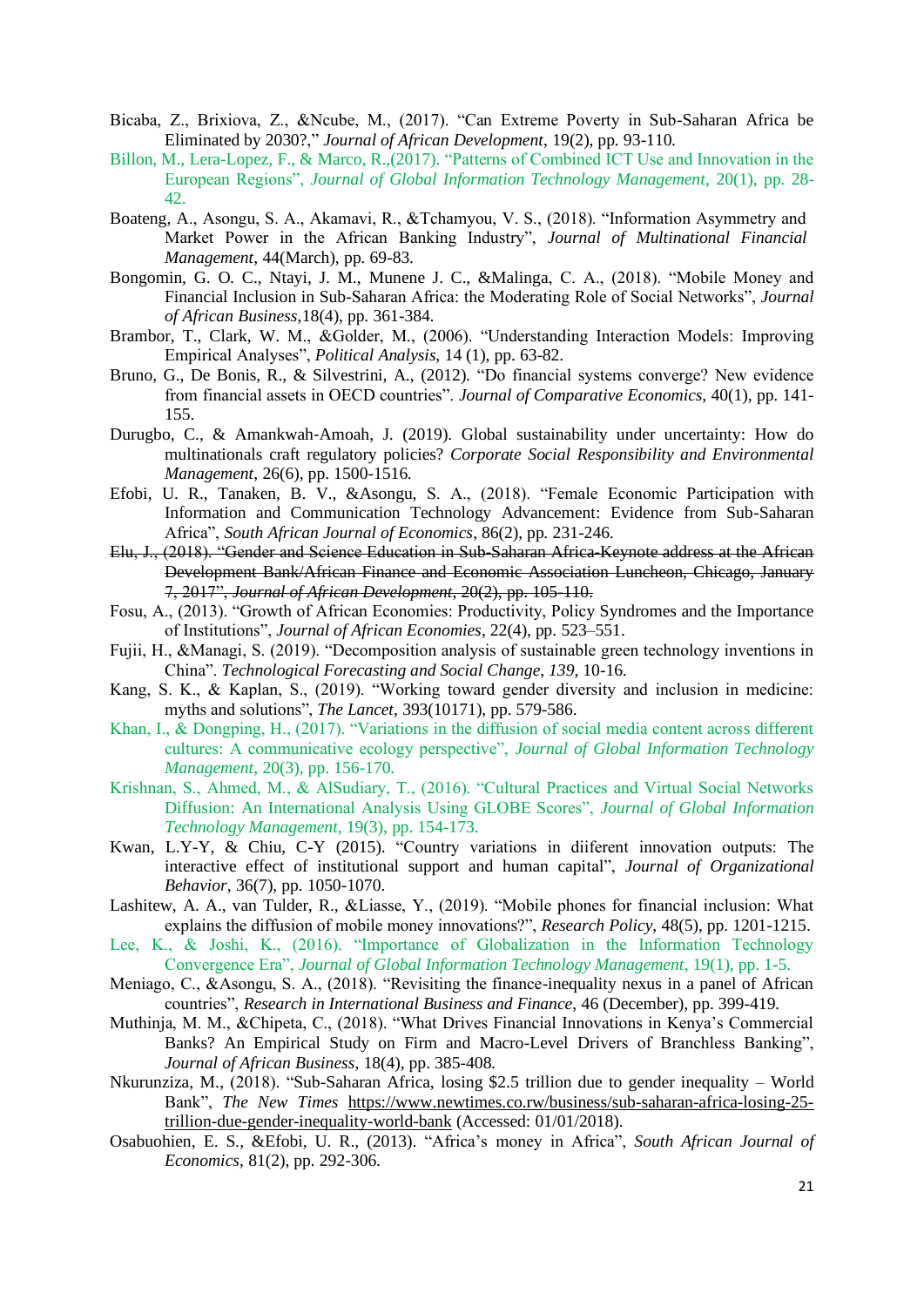Bicaba, Z., Brixiova, Z., &Ncube, M., (2017). "Can Extreme Poverty in Sub-Saharan Africa be Eliminated by 2030?," *Journal of African Development*, 19(2), pp. 93-110.

Billon, M., Lera-Lopez, F., & Marco, R.,(2017). "Patterns of Combined ICT Use and Innovation in the European Regions", *Journal of Global Information Technology Management*, 20(1), pp. 28-42.

Boateng, A., Asongu, S. A., Akamavi, R., &Tchamyou, V. S., (2018). "Information Asymmetry and Market Power in the African Banking Industry", *Journal of Multinational Financial Management*, 44(March), pp. 69-83.

Bongomin, G. O. C., Ntayi, J. M., Munene J. C., &Malinga, C. A., (2018). "Mobile Money and Financial Inclusion in Sub-Saharan Africa: the Moderating Role of Social Networks", *Journal of African Business*,18(4), pp. 361-384.

Brambor, T., Clark, W. M., &Golder, M., (2006). "Understanding Interaction Models: Improving Empirical Analyses", *Political Analysis*, 14 (1), pp. 63-82.

Bruno, G., De Bonis, R., & Silvestrini, A., (2012). "Do financial systems converge? New evidence from financial assets in OECD countries". *Journal of Comparative Economics*, 40(1), pp. 141-155.

Durugbo, C., & Amankwah-Amoah, J. (2019). Global sustainability under uncertainty: How do multinationals craft regulatory policies? *Corporate Social Responsibility and Environmental Management*, 26(6), pp. 1500-1516.

Efobi, U. R., Tanaken, B. V., &Asongu, S. A., (2018). "Female Economic Participation with Information and Communication Technology Advancement: Evidence from Sub-Saharan Africa", *South African Journal of Economics*, 86(2), pp. 231-246.

~~Elu, J., (2018). "Gender and Science Education in Sub-Saharan Africa-Keynote address at the African Development Bank/African Finance and Economic Association Luncheon, Chicago, January 7, 2017", *Journal of African Development*, 20(2), pp. 105-110.~~

Fosu, A., (2013). "Growth of African Economies: Productivity, Policy Syndromes and the Importance of Institutions", *Journal of African Economies*, 22(4), pp. 523–551.

Fujii, H., &Managi, S. (2019). "Decomposition analysis of sustainable green technology inventions in China". *Technological Forecasting and Social Change*, *139*, 10-16.

Kang, S. K., & Kaplan, S., (2019). "Working toward gender diversity and inclusion in medicine: myths and solutions", *The Lancet*, 393(10171), pp. 579-586.

Khan, I., & Dongping, H., (2017). "Variations in the diffusion of social media content across different cultures: A communicative ecology perspective", *Journal of Global Information Technology Management*, 20(3), pp. 156-170.

Krishnan, S., Ahmed, M., & AlSudiary, T., (2016). "Cultural Practices and Virtual Social Networks Diffusion: An International Analysis Using GLOBE Scores", *Journal of Global Information Technology Management*, 19(3), pp. 154-173.

Kwan, L.Y-Y, & Chiu, C-Y (2015). "Country variations in diiferent innovation outputs: The interactive effect of institutional support and human capital", *Journal of Organizational Behavior*, 36(7), pp. 1050-1070.

Lashitew, A. A., van Tulder, R., &Liasse, Y., (2019). "Mobile phones for financial inclusion: What explains the diffusion of mobile money innovations?", *Research Policy*, 48(5), pp. 1201-1215.

Lee, K., & Joshi, K., (2016). "Importance of Globalization in the Information Technology Convergence Era", *Journal of Global Information Technology Management*, 19(1), pp. 1-5.

Meniago, C., &Asongu, S. A., (2018). "Revisiting the finance-inequality nexus in a panel of African countries", *Research in International Business and Finance*, 46 (December), pp. 399-419.

Muthinja, M. M., &Chipeta, C., (2018). "What Drives Financial Innovations in Kenya's Commercial Banks? An Empirical Study on Firm and Macro-Level Drivers of Branchless Banking", *Journal of African Business*, 18(4), pp. 385-408.

Nkurunziza, M., (2018). "Sub-Saharan Africa, losing $2.5 trillion due to gender inequality – World Bank", *The New Times* https://www.newtimes.co.rw/business/sub-saharan-africa-losing-25-trillion-due-gender-inequality-world-bank (Accessed: 01/01/2018).

Osabuohien, E. S., &Efobi, U. R., (2013). "Africa's money in Africa", *South African Journal of Economics*, 81(2), pp. 292-306.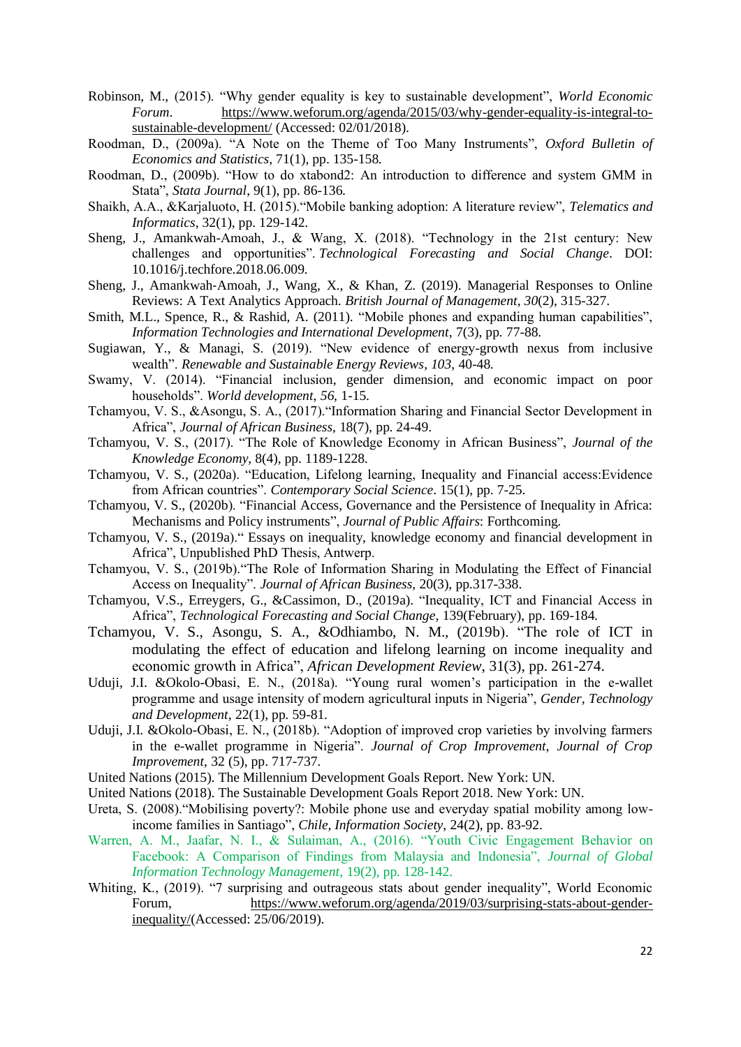Robinson, M., (2015). "Why gender equality is key to sustainable development", *World Economic Forum*. https://www.weforum.org/agenda/2015/03/why-gender-equality-is-integral-to-sustainable-development/ (Accessed: 02/01/2018).

Roodman, D., (2009a). "A Note on the Theme of Too Many Instruments", *Oxford Bulletin of Economics and Statistics*, 71(1), pp. 135-158.

Roodman, D., (2009b). "How to do xtabond2: An introduction to difference and system GMM in Stata", *Stata Journal*, 9(1), pp. 86-136.

Shaikh, A.A., &Karjaluoto, H. (2015)."Mobile banking adoption: A literature review", *Telematics and Informatics*, 32(1), pp. 129-142.

Sheng, J., Amankwah-Amoah, J., & Wang, X. (2018). "Technology in the 21st century: New challenges and opportunities". *Technological Forecasting and Social Change*. DOI: 10.1016/j.techfore.2018.06.009.

Sheng, J., Amankwah‐Amoah, J., Wang, X., & Khan, Z. (2019). Managerial Responses to Online Reviews: A Text Analytics Approach. *British Journal of Management*, *30*(2), 315-327.

Smith, M.L., Spence, R., & Rashid, A. (2011). "Mobile phones and expanding human capabilities", *Information Technologies and International Development*, 7(3), pp. 77-88.

Sugiawan, Y., & Managi, S. (2019). "New evidence of energy-growth nexus from inclusive wealth". *Renewable and Sustainable Energy Reviews*, *103*, 40-48.

Swamy, V. (2014). "Financial inclusion, gender dimension, and economic impact on poor households". *World development*, *56*, 1-15.

Tchamyou, V. S., &Asongu, S. A., (2017)."Information Sharing and Financial Sector Development in Africa", *Journal of African Business*, 18(7), pp. 24-49.

Tchamyou, V. S., (2017). "The Role of Knowledge Economy in African Business", *Journal of the Knowledge Economy*, 8(4), pp. 1189-1228.

Tchamyou, V. S., (2020a). "Education, Lifelong learning, Inequality and Financial access:Evidence from African countries". *Contemporary Social Science*. 15(1), pp. 7-25.

Tchamyou, V. S., (2020b). "Financial Access, Governance and the Persistence of Inequality in Africa: Mechanisms and Policy instruments", *Journal of Public Affairs*: Forthcoming.

Tchamyou, V. S., (2019a)." Essays on inequality, knowledge economy and financial development in Africa", Unpublished PhD Thesis, Antwerp.

Tchamyou, V. S., (2019b)."The Role of Information Sharing in Modulating the Effect of Financial Access on Inequality". *Journal of African Business*, 20(3), pp.317-338.

Tchamyou, V.S., Erreygers, G., &Cassimon, D., (2019a). "Inequality, ICT and Financial Access in Africa", *Technological Forecasting and Social Change*, 139(February), pp. 169-184.

Tchamyou, V. S., Asongu, S. A., &Odhiambo, N. M., (2019b). "The role of ICT in modulating the effect of education and lifelong learning on income inequality and economic growth in Africa", *African Development Review*, 31(3), pp. 261-274.

Uduji, J.I. &Okolo-Obasi, E. N., (2018a). "Young rural women's participation in the e-wallet programme and usage intensity of modern agricultural inputs in Nigeria", *Gender, Technology and Development*, 22(1), pp. 59-81.

Uduji, J.I. &Okolo-Obasi, E. N., (2018b). "Adoption of improved crop varieties by involving farmers in the e-wallet programme in Nigeria". *Journal of Crop Improvement, Journal of Crop Improvement*, 32 (5), pp. 717-737.

United Nations (2015). The Millennium Development Goals Report. New York: UN.

United Nations (2018). The Sustainable Development Goals Report 2018. New York: UN.

Ureta, S. (2008)."Mobilising poverty?: Mobile phone use and everyday spatial mobility among low-income families in Santiago", *Chile, Information Society*, 24(2), pp. 83-92.

Warren, A. M., Jaafar, N. I., & Sulaiman, A., (2016). "Youth Civic Engagement Behavior on Facebook: A Comparison of Findings from Malaysia and Indonesia", *Journal of Global Information Technology Management*, 19(2), pp. 128-142.

Whiting, K., (2019). "7 surprising and outrageous stats about gender inequality", World Economic Forum, https://www.weforum.org/agenda/2019/03/surprising-stats-about-gender-inequality/(Accessed: 25/06/2019).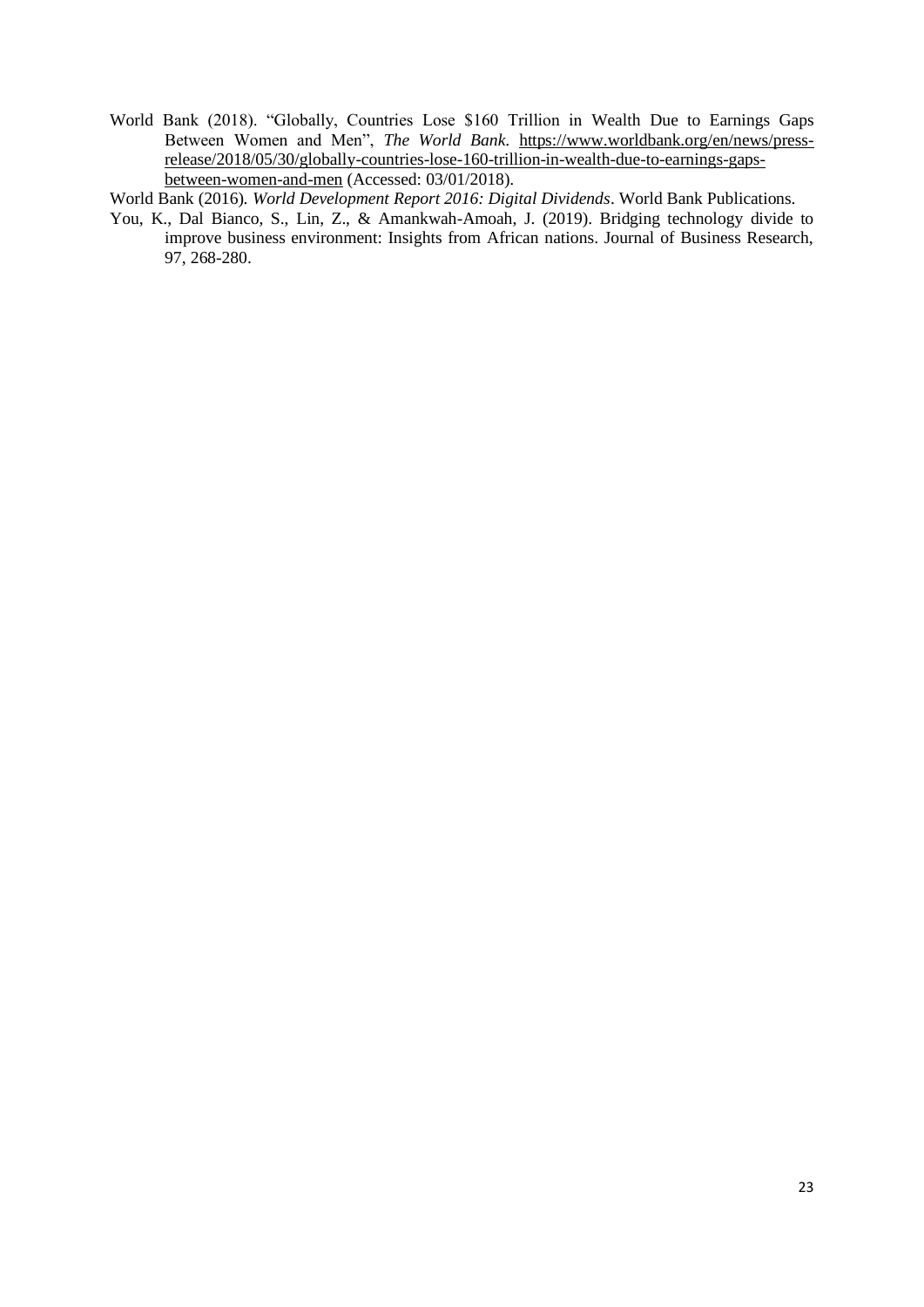World Bank (2018). "Globally, Countries Lose $160 Trillion in Wealth Due to Earnings Gaps Between Women and Men", *The World Bank*. https://www.worldbank.org/en/news/press-release/2018/05/30/globally-countries-lose-160-trillion-in-wealth-due-to-earnings-gaps-between-women-and-men (Accessed: 03/01/2018).

World Bank (2016). *World Development Report 2016: Digital Dividends*. World Bank Publications.

You, K., Dal Bianco, S., Lin, Z., & Amankwah-Amoah, J. (2019). Bridging technology divide to improve business environment: Insights from African nations. Journal of Business Research, 97, 268-280.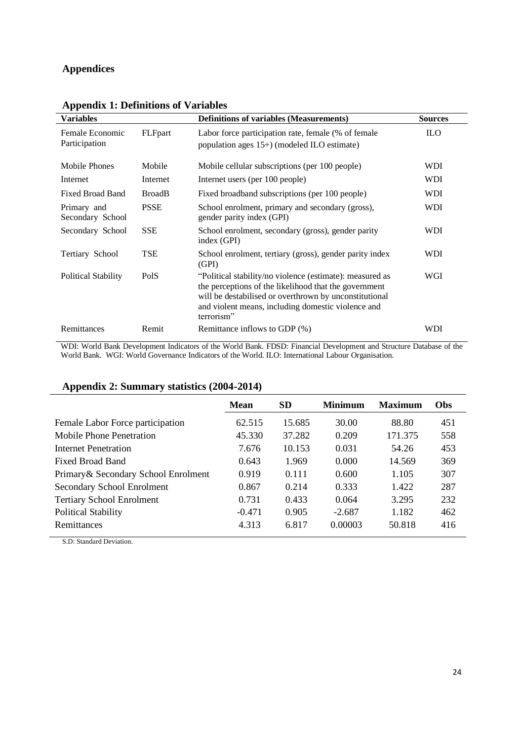## Appendices

### Appendix 1: Definitions of Variables

| Variables | | Definitions of variables (Measurements) | Sources |
|---|---|---|---|
| Female Economic Participation | FLFpart | Labor force participation rate, female (% of female population ages 15+) (modeled ILO estimate) | ILO |
| Mobile Phones | Mobile | Mobile cellular subscriptions (per 100 people) | WDI |
| Internet | Internet | Internet users (per 100 people) | WDI |
| Fixed Broad Band | BroadB | Fixed broadband subscriptions (per 100 people) | WDI |
| Primary and Secondary School | PSSE | School enrolment, primary and secondary (gross), gender parity index (GPI) | WDI |
| Secondary School | SSE | School enrolment, secondary (gross), gender parity index (GPI) | WDI |
| Tertiary School | TSE | School enrolment, tertiary (gross), gender parity index (GPI) | WDI |
| Political Stability | PolS | "Political stability/no violence (estimate): measured as the perceptions of the likelihood that the government will be destabilised or overthrown by unconstitutional and violent means, including domestic violence and terrorism" | WGI |
| Remittances | Remit | Remittance inflows to GDP (%) | WDI |

WDI: World Bank Development Indicators of the World Bank. FDSD: Financial Development and Structure Database of the World Bank. WGI: World Governance Indicators of the World. ILO: International Labour Organisation.

### Appendix 2: Summary statistics (2004-2014)

| | Mean | SD | Minimum | Maximum | Obs |
|---|---|---|---|---|---|
| Female Labor Force participation | 62.515 | 15.685 | 30.00 | 88.80 | 451 |
| Mobile Phone Penetration | 45.330 | 37.282 | 0.209 | 171.375 | 558 |
| Internet Penetration | 7.676 | 10.153 | 0.031 | 54.26 | 453 |
| Fixed Broad Band | 0.643 | 1.969 | 0.000 | 14.569 | 369 |
| Primary& Secondary School Enrolment | 0.919 | 0.111 | 0.600 | 1.105 | 307 |
| Secondary School Enrolment | 0.867 | 0.214 | 0.333 | 1.422 | 287 |
| Tertiary School Enrolment | 0.731 | 0.433 | 0.064 | 3.295 | 232 |
| Political Stability | -0.471 | 0.905 | -2.687 | 1.182 | 462 |
| Remittances | 4.313 | 6.817 | 0.00003 | 50.818 | 416 |

S.D: Standard Deviation.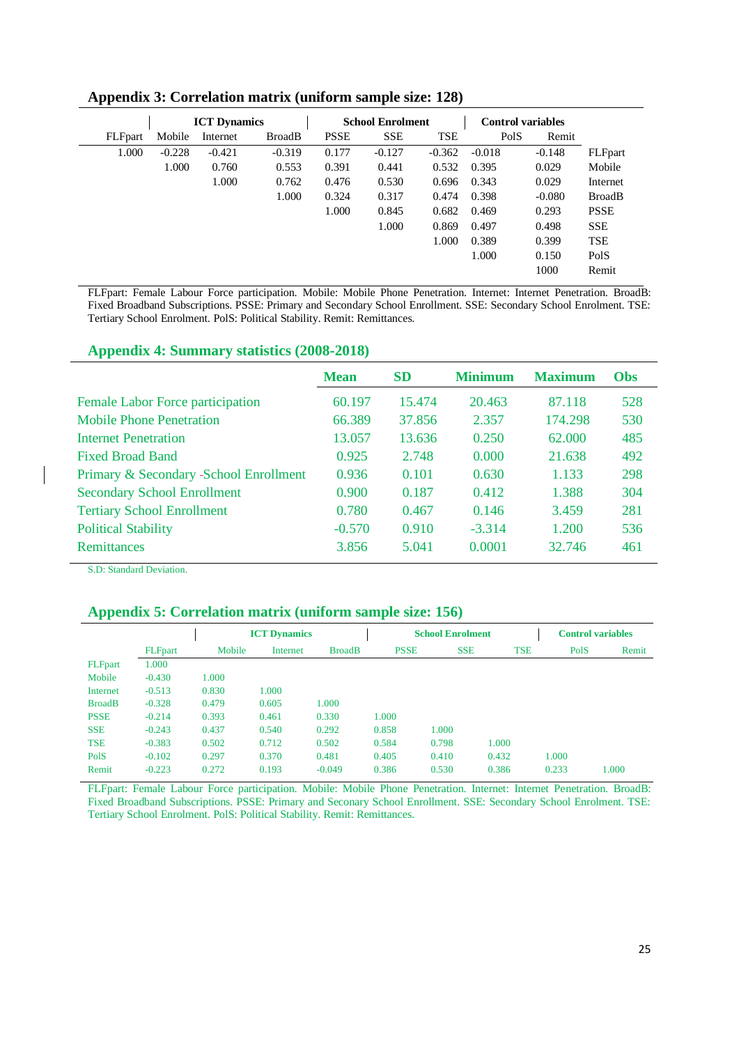## Appendix 3: Correlation matrix (uniform sample size: 128)

| | ICT Dynamics | | | School Enrolment | | | Control variables | | |
|---|---|---|---|---|---|---|---|---|---|
| FLFpart | Mobile | Internet | BroadB | PSSE | SSE | TSE | PolS | Remit | |
| 1.000 | -0.228 | -0.421 | -0.319 | 0.177 | -0.127 | -0.362 | -0.018 | -0.148 | FLFpart |
| | 1.000 | 0.760 | 0.553 | 0.391 | 0.441 | 0.532 | 0.395 | 0.029 | Mobile |
| | | 1.000 | 0.762 | 0.476 | 0.530 | 0.696 | 0.343 | 0.029 | Internet |
| | | | 1.000 | 0.324 | 0.317 | 0.474 | 0.398 | -0.080 | BroadB |
| | | | | 1.000 | 0.845 | 0.682 | 0.469 | 0.293 | PSSE |
| | | | | | 1.000 | 0.869 | 0.497 | 0.498 | SSE |
| | | | | | | 1.000 | 0.389 | 0.399 | TSE |
| | | | | | | | 1.000 | 0.150 | PolS |
| | | | | | | | | 1000 | Remit |

FLFpart: Female Labour Force participation. Mobile: Mobile Phone Penetration. Internet: Internet Penetration. BroadB: Fixed Broadband Subscriptions. PSSE: Primary and Secondary School Enrollment. SSE: Secondary School Enrolment. TSE: Tertiary School Enrolment. PolS: Political Stability. Remit: Remittances.

## Appendix 4: Summary statistics (2008-2018)

| | Mean | SD | Minimum | Maximum | Obs |
|---|---|---|---|---|---|
| Female Labor Force participation | 60.197 | 15.474 | 20.463 | 87.118 | 528 |
| Mobile Phone Penetration | 66.389 | 37.856 | 2.357 | 174.298 | 530 |
| Internet Penetration | 13.057 | 13.636 | 0.250 | 62.000 | 485 |
| Fixed Broad Band | 0.925 | 2.748 | 0.000 | 21.638 | 492 |
| Primary & Secondary -School Enrollment | 0.936 | 0.101 | 0.630 | 1.133 | 298 |
| Secondary School Enrollment | 0.900 | 0.187 | 0.412 | 1.388 | 304 |
| Tertiary School Enrollment | 0.780 | 0.467 | 0.146 | 3.459 | 281 |
| Political Stability | -0.570 | 0.910 | -3.314 | 1.200 | 536 |
| Remittances | 3.856 | 5.041 | 0.0001 | 32.746 | 461 |

S.D: Standard Deviation.

## Appendix 5: Correlation matrix (uniform sample size: 156)

| | | ICT Dynamics | | | School Enrolment | | | Control variables | |
|---|---|---|---|---|---|---|---|---|---|
| | FLFpart | Mobile | Internet | BroadB | PSSE | SSE | TSE | PolS | Remit |
| FLFpart | 1.000 | | | | | | | | |
| Mobile | -0.430 | 1.000 | | | | | | | |
| Internet | -0.513 | 0.830 | 1.000 | | | | | | |
| BroadB | -0.328 | 0.479 | 0.605 | 1.000 | | | | | |
| PSSE | -0.214 | 0.393 | 0.461 | 0.330 | 1.000 | | | | |
| SSE | -0.243 | 0.437 | 0.540 | 0.292 | 0.858 | 1.000 | | | |
| TSE | -0.383 | 0.502 | 0.712 | 0.502 | 0.584 | 0.798 | 1.000 | | |
| PolS | -0.102 | 0.297 | 0.370 | 0.481 | 0.405 | 0.410 | 0.432 | 1.000 | |
| Remit | -0.223 | 0.272 | 0.193 | -0.049 | 0.386 | 0.530 | 0.386 | 0.233 | 1.000 |

FLFpart: Female Labour Force participation. Mobile: Mobile Phone Penetration. Internet: Internet Penetration. BroadB: Fixed Broadband Subscriptions. PSSE: Primary and Seconary School Enrollment. SSE: Secondary School Enrolment. TSE: Tertiary School Enrolment. PolS: Political Stability. Remit: Remittances.